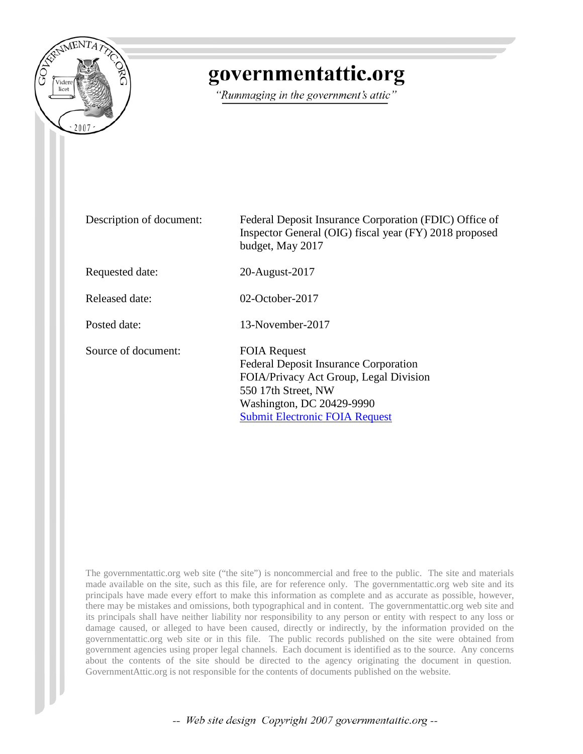# governmentattic.org

*"Rummaging in the government's attic"*

| | |
|---|---|
| Description of document: | Federal Deposit Insurance Corporation (FDIC) Office of Inspector General (OIG) fiscal year (FY) 2018 proposed budget, May 2017 |
| Requested date: | 20-August-2017 |
| Released date: | 02-October-2017 |
| Posted date: | 13-November-2017 |
| Source of document: | FOIA Request<br>Federal Deposit Insurance Corporation<br>FOIA/Privacy Act Group, Legal Division<br>550 17th Street, NW<br>Washington, DC 20429-9990<br>Submit Electronic FOIA Request |

The governmentattic.org web site ("the site") is noncommercial and free to the public. The site and materials made available on the site, such as this file, are for reference only. The governmentattic.org web site and its principals have made every effort to make this information as complete and as accurate as possible, however, there may be mistakes and omissions, both typographical and in content. The governmentattic.org web site and its principals shall have neither liability nor responsibility to any person or entity with respect to any loss or damage caused, or alleged to have been caused, directly or indirectly, by the information provided on the governmentattic.org web site or in this file. The public records published on the site were obtained from government agencies using proper legal channels. Each document is identified as to the source. Any concerns about the contents of the site should be directed to the agency originating the document in question. GovernmentAttic.org is not responsible for the contents of documents published on the website.

-- Web site design Copyright 2007 governmentattic.org --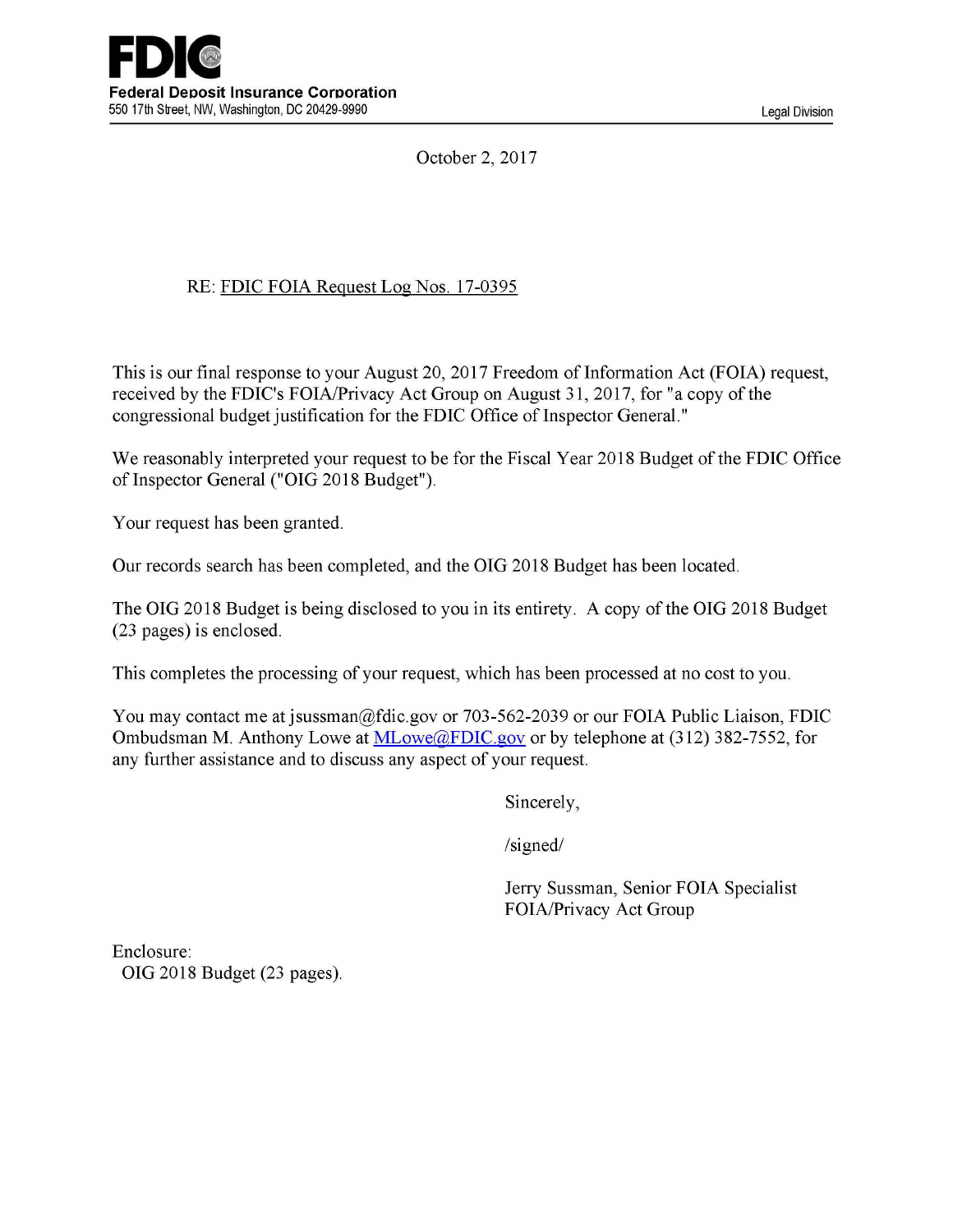**FDIC**

**Federal Deposit Insurance Corporation**
550 17th Street, NW, Washington, DC 20429-9990

Legal Division

October 2, 2017

RE: FDIC FOIA Request Log Nos. 17-0395

This is our final response to your August 20, 2017 Freedom of Information Act (FOIA) request, received by the FDIC's FOIA/Privacy Act Group on August 31, 2017, for "a copy of the congressional budget justification for the FDIC Office of Inspector General."

We reasonably interpreted your request to be for the Fiscal Year 2018 Budget of the FDIC Office of Inspector General ("OIG 2018 Budget").

Your request has been granted.

Our records search has been completed, and the OIG 2018 Budget has been located.

The OIG 2018 Budget is being disclosed to you in its entirety. A copy of the OIG 2018 Budget (23 pages) is enclosed.

This completes the processing of your request, which has been processed at no cost to you.

You may contact me at jsussman@fdic.gov or 703-562-2039 or our FOIA Public Liaison, FDIC Ombudsman M. Anthony Lowe at MLowe@FDIC.gov or by telephone at (312) 382-7552, for any further assistance and to discuss any aspect of your request.

Sincerely,

/signed/

Jerry Sussman, Senior FOIA Specialist
FOIA/Privacy Act Group

Enclosure:
OIG 2018 Budget (23 pages).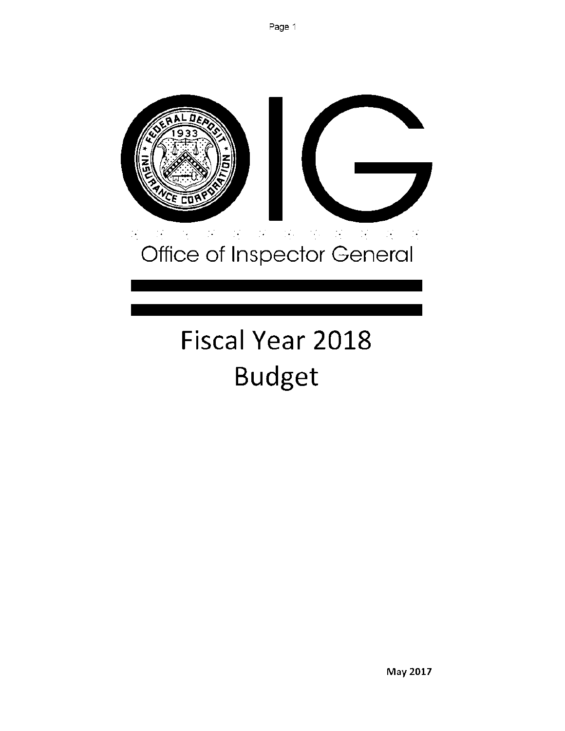# Office of Inspector General

# Fiscal Year 2018 Budget

May 2017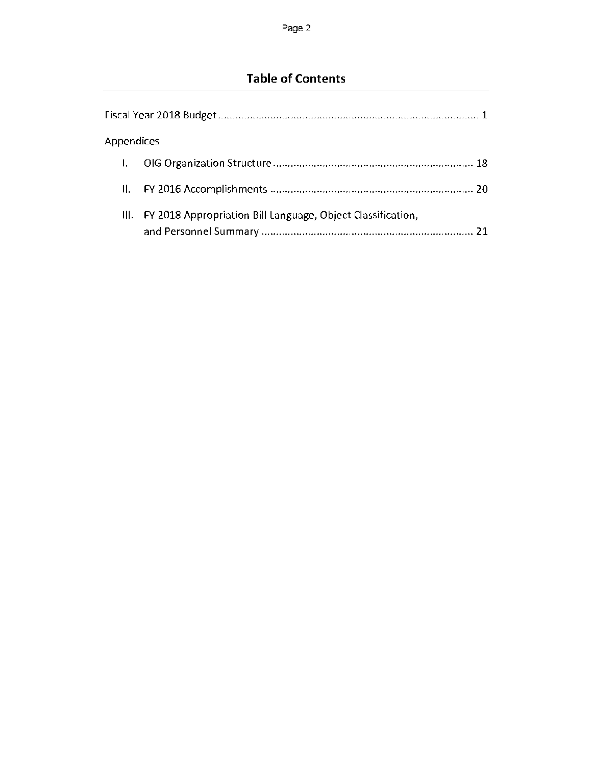## Table of Contents

Fiscal Year 2018 Budget ........................................................................................ 1

Appendices

I. OIG Organization Structure ..................................................................... 18

II. FY 2016 Accomplishments ...................................................................... 20

III. FY 2018 Appropriation Bill Language, Object Classification, and Personnel Summary ......................................................................... 21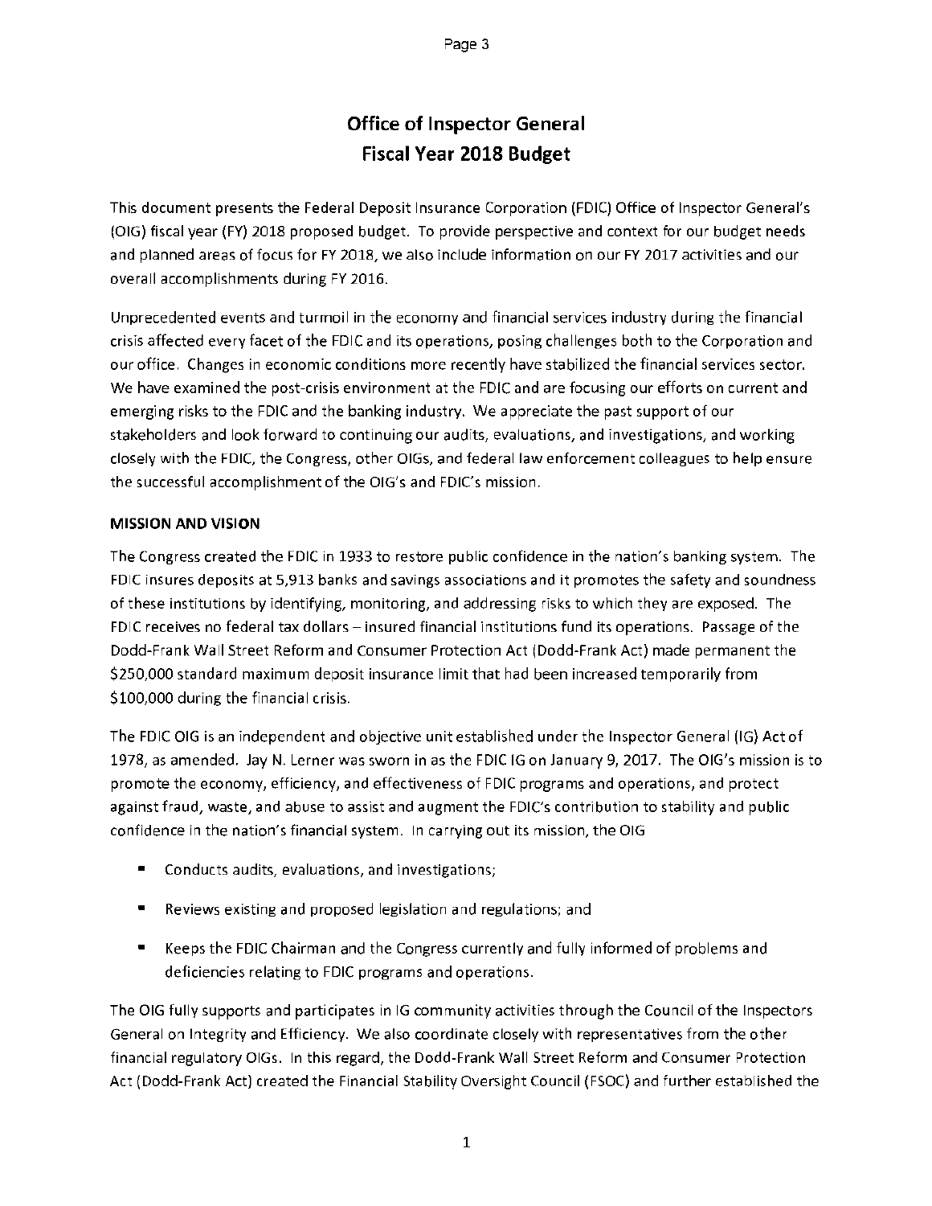# Office of Inspector General
# Fiscal Year 2018 Budget

This document presents the Federal Deposit Insurance Corporation (FDIC) Office of Inspector General's (OIG) fiscal year (FY) 2018 proposed budget. To provide perspective and context for our budget needs and planned areas of focus for FY 2018, we also include information on our FY 2017 activities and our overall accomplishments during FY 2016.

Unprecedented events and turmoil in the economy and financial services industry during the financial crisis affected every facet of the FDIC and its operations, posing challenges both to the Corporation and our office. Changes in economic conditions more recently have stabilized the financial services sector. We have examined the post-crisis environment at the FDIC and are focusing our efforts on current and emerging risks to the FDIC and the banking industry. We appreciate the past support of our stakeholders and look forward to continuing our audits, evaluations, and investigations, and working closely with the FDIC, the Congress, other OIGs, and federal law enforcement colleagues to help ensure the successful accomplishment of the OIG's and FDIC's mission.

**MISSION AND VISION**

The Congress created the FDIC in 1933 to restore public confidence in the nation's banking system. The FDIC insures deposits at 5,913 banks and savings associations and it promotes the safety and soundness of these institutions by identifying, monitoring, and addressing risks to which they are exposed. The FDIC receives no federal tax dollars – insured financial institutions fund its operations. Passage of the Dodd-Frank Wall Street Reform and Consumer Protection Act (Dodd-Frank Act) made permanent the $250,000 standard maximum deposit insurance limit that had been increased temporarily from $100,000 during the financial crisis.

The FDIC OIG is an independent and objective unit established under the Inspector General (IG) Act of 1978, as amended. Jay N. Lerner was sworn in as the FDIC IG on January 9, 2017. The OIG's mission is to promote the economy, efficiency, and effectiveness of FDIC programs and operations, and protect against fraud, waste, and abuse to assist and augment the FDIC's contribution to stability and public confidence in the nation's financial system. In carrying out its mission, the OIG

- Conducts audits, evaluations, and investigations;
- Reviews existing and proposed legislation and regulations; and
- Keeps the FDIC Chairman and the Congress currently and fully informed of problems and deficiencies relating to FDIC programs and operations.

The OIG fully supports and participates in IG community activities through the Council of the Inspectors General on Integrity and Efficiency. We also coordinate closely with representatives from the other financial regulatory OIGs. In this regard, the Dodd-Frank Wall Street Reform and Consumer Protection Act (Dodd-Frank Act) created the Financial Stability Oversight Council (FSOC) and further established the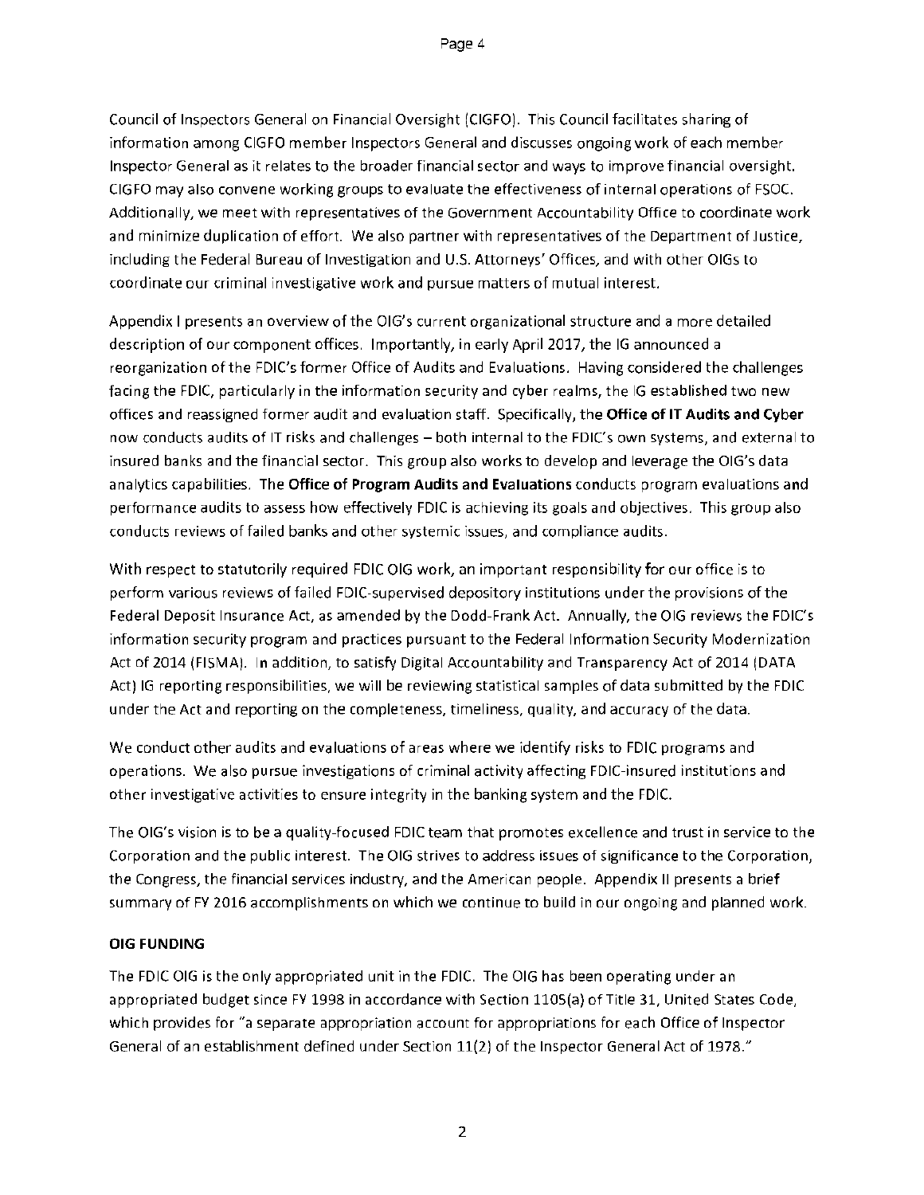Council of Inspectors General on Financial Oversight (CIGFO). This Council facilitates sharing of information among CIGFO member Inspectors General and discusses ongoing work of each member Inspector General as it relates to the broader financial sector and ways to improve financial oversight. CIGFO may also convene working groups to evaluate the effectiveness of internal operations of FSOC. Additionally, we meet with representatives of the Government Accountability Office to coordinate work and minimize duplication of effort. We also partner with representatives of the Department of Justice, including the Federal Bureau of Investigation and U.S. Attorneys' Offices, and with other OIGs to coordinate our criminal investigative work and pursue matters of mutual interest.

Appendix I presents an overview of the OIG's current organizational structure and a more detailed description of our component offices. Importantly, in early April 2017, the IG announced a reorganization of the FDIC's former Office of Audits and Evaluations. Having considered the challenges facing the FDIC, particularly in the information security and cyber realms, the IG established two new offices and reassigned former audit and evaluation staff. Specifically, the **Office of IT Audits and Cyber** now conducts audits of IT risks and challenges – both internal to the FDIC's own systems, and external to insured banks and the financial sector. This group also works to develop and leverage the OIG's data analytics capabilities. The **Office of Program Audits and Evaluations** conducts program evaluations and performance audits to assess how effectively FDIC is achieving its goals and objectives. This group also conducts reviews of failed banks and other systemic issues, and compliance audits.

With respect to statutorily required FDIC OIG work, an important responsibility for our office is to perform various reviews of failed FDIC-supervised depository institutions under the provisions of the Federal Deposit Insurance Act, as amended by the Dodd-Frank Act. Annually, the OIG reviews the FDIC's information security program and practices pursuant to the Federal Information Security Modernization Act of 2014 (FISMA). In addition, to satisfy Digital Accountability and Transparency Act of 2014 (DATA Act) IG reporting responsibilities, we will be reviewing statistical samples of data submitted by the FDIC under the Act and reporting on the completeness, timeliness, quality, and accuracy of the data.

We conduct other audits and evaluations of areas where we identify risks to FDIC programs and operations. We also pursue investigations of criminal activity affecting FDIC-insured institutions and other investigative activities to ensure integrity in the banking system and the FDIC.

The OIG's vision is to be a quality-focused FDIC team that promotes excellence and trust in service to the Corporation and the public interest. The OIG strives to address issues of significance to the Corporation, the Congress, the financial services industry, and the American people. Appendix II presents a brief summary of FY 2016 accomplishments on which we continue to build in our ongoing and planned work.

**OIG FUNDING**

The FDIC OIG is the only appropriated unit in the FDIC. The OIG has been operating under an appropriated budget since FY 1998 in accordance with Section 1105(a) of Title 31, United States Code, which provides for "a separate appropriation account for appropriations for each Office of Inspector General of an establishment defined under Section 11(2) of the Inspector General Act of 1978."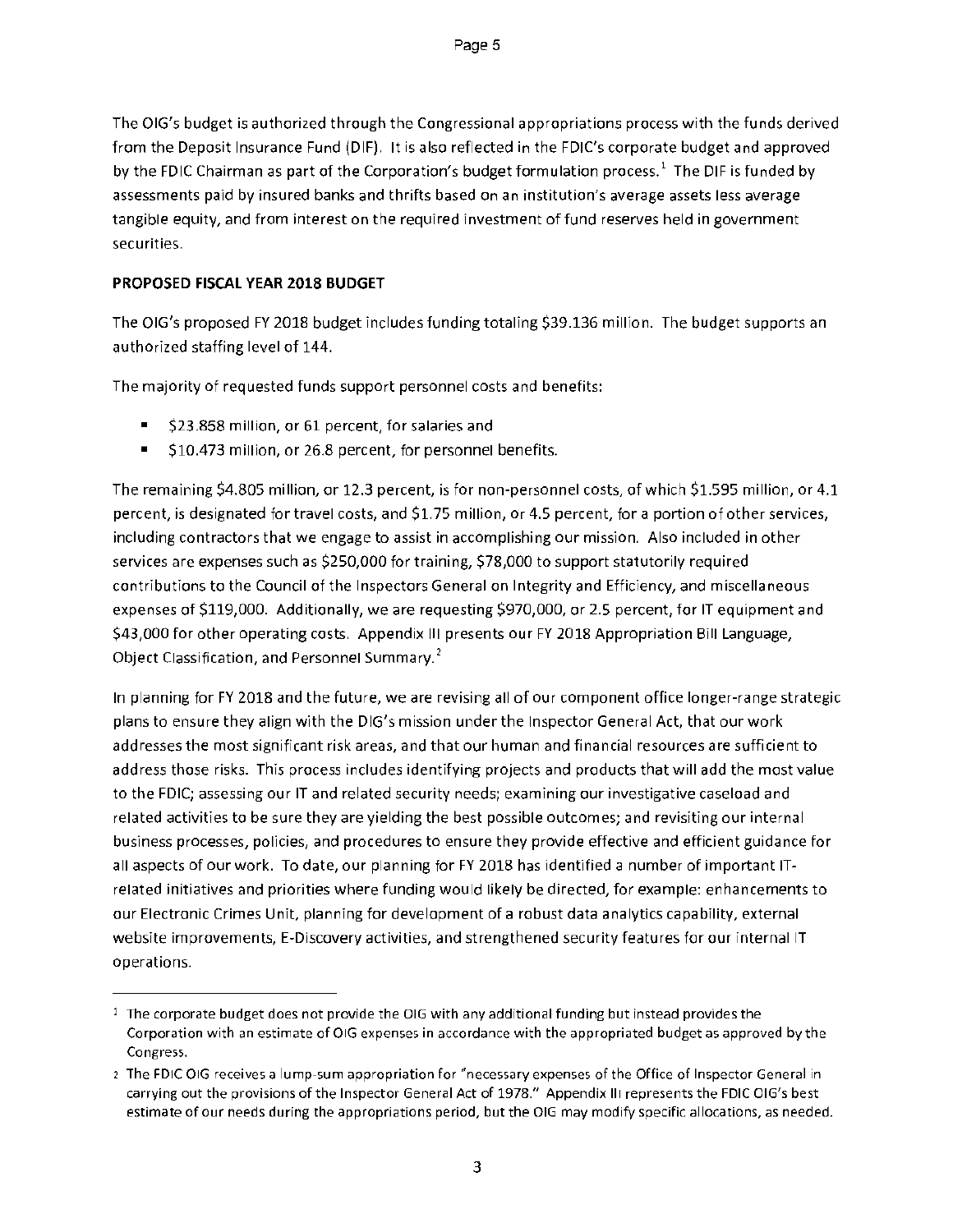The OIG's budget is authorized through the Congressional appropriations process with the funds derived from the Deposit Insurance Fund (DIF). It is also reflected in the FDIC's corporate budget and approved by the FDIC Chairman as part of the Corporation's budget formulation process.[1] The DIF is funded by assessments paid by insured banks and thrifts based on an institution's average assets less average tangible equity, and from interest on the required investment of fund reserves held in government securities.

**PROPOSED FISCAL YEAR 2018 BUDGET**

The OIG's proposed FY 2018 budget includes funding totaling $39.136 million. The budget supports an authorized staffing level of 144.

The majority of requested funds support personnel costs and benefits:

- $23.858 million, or 61 percent, for salaries and
- $10.473 million, or 26.8 percent, for personnel benefits.

The remaining $4.805 million, or 12.3 percent, is for non-personnel costs, of which $1.595 million, or 4.1 percent, is designated for travel costs, and $1.75 million, or 4.5 percent, for a portion of other services, including contractors that we engage to assist in accomplishing our mission. Also included in other services are expenses such as $250,000 for training, $78,000 to support statutorily required contributions to the Council of the Inspectors General on Integrity and Efficiency, and miscellaneous expenses of $119,000. Additionally, we are requesting $970,000, or 2.5 percent, for IT equipment and $43,000 for other operating costs. Appendix III presents our FY 2018 Appropriation Bill Language, Object Classification, and Personnel Summary.[2]

In planning for FY 2018 and the future, we are revising all of our component office longer-range strategic plans to ensure they align with the OIG's mission under the Inspector General Act, that our work addresses the most significant risk areas, and that our human and financial resources are sufficient to address those risks. This process includes identifying projects and products that will add the most value to the FDIC; assessing our IT and related security needs; examining our investigative caseload and related activities to be sure they are yielding the best possible outcomes; and revisiting our internal business processes, policies, and procedures to ensure they provide effective and efficient guidance for all aspects of our work. To date, our planning for FY 2018 has identified a number of important IT-related initiatives and priorities where funding would likely be directed, for example: enhancements to our Electronic Crimes Unit, planning for development of a robust data analytics capability, external website improvements, E-Discovery activities, and strengthened security features for our internal IT operations.

---

[1] The corporate budget does not provide the OIG with any additional funding but instead provides the Corporation with an estimate of OIG expenses in accordance with the appropriated budget as approved by the Congress.

[2] The FDIC OIG receives a lump-sum appropriation for "necessary expenses of the Office of Inspector General in carrying out the provisions of the Inspector General Act of 1978." Appendix III represents the FDIC OIG's best estimate of our needs during the appropriations period, but the OIG may modify specific allocations, as needed.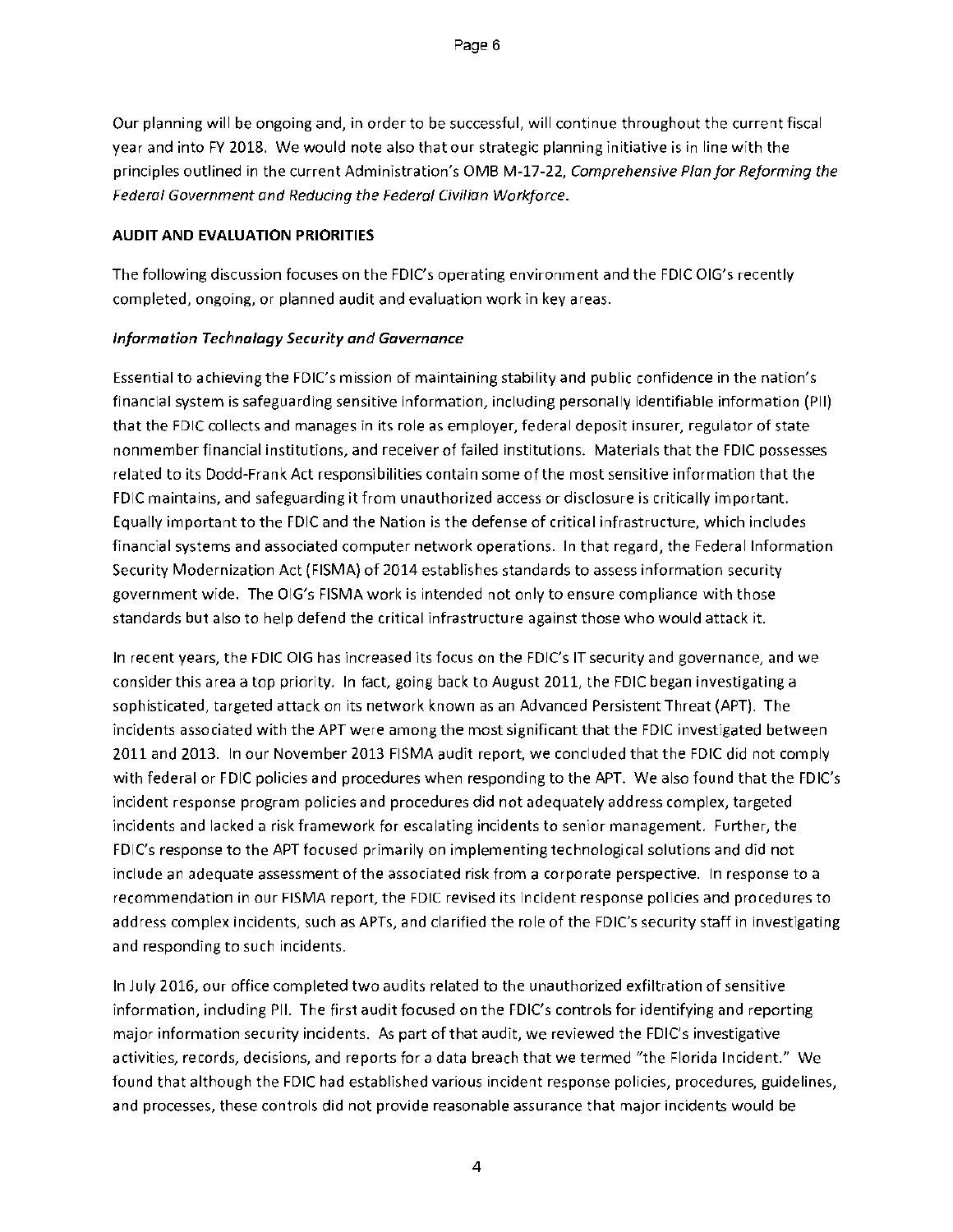Our planning will be ongoing and, in order to be successful, will continue throughout the current fiscal year and into FY 2018. We would note also that our strategic planning initiative is in line with the principles outlined in the current Administration's OMB M-17-22, *Comprehensive Plan for Reforming the Federal Government and Reducing the Federal Civilian Workforce*.

**AUDIT AND EVALUATION PRIORITIES**

The following discussion focuses on the FDIC's operating environment and the FDIC OIG's recently completed, ongoing, or planned audit and evaluation work in key areas.

***Information Technology Security and Governance***

Essential to achieving the FDIC's mission of maintaining stability and public confidence in the nation's financial system is safeguarding sensitive information, including personally identifiable information (PII) that the FDIC collects and manages in its role as employer, federal deposit insurer, regulator of state nonmember financial institutions, and receiver of failed institutions. Materials that the FDIC possesses related to its Dodd-Frank Act responsibilities contain some of the most sensitive information that the FDIC maintains, and safeguarding it from unauthorized access or disclosure is critically important. Equally important to the FDIC and the Nation is the defense of critical infrastructure, which includes financial systems and associated computer network operations. In that regard, the Federal Information Security Modernization Act (FISMA) of 2014 establishes standards to assess information security government wide. The OIG's FISMA work is intended not only to ensure compliance with those standards but also to help defend the critical infrastructure against those who would attack it.

In recent years, the FDIC OIG has increased its focus on the FDIC's IT security and governance, and we consider this area a top priority. In fact, going back to August 2011, the FDIC began investigating a sophisticated, targeted attack on its network known as an Advanced Persistent Threat (APT). The incidents associated with the APT were among the most significant that the FDIC investigated between 2011 and 2013. In our November 2013 FISMA audit report, we concluded that the FDIC did not comply with federal or FDIC policies and procedures when responding to the APT. We also found that the FDIC's incident response program policies and procedures did not adequately address complex, targeted incidents and lacked a risk framework for escalating incidents to senior management. Further, the FDIC's response to the APT focused primarily on implementing technological solutions and did not include an adequate assessment of the associated risk from a corporate perspective. In response to a recommendation in our FISMA report, the FDIC revised its incident response policies and procedures to address complex incidents, such as APTs, and clarified the role of the FDIC's security staff in investigating and responding to such incidents.

In July 2016, our office completed two audits related to the unauthorized exfiltration of sensitive information, including PII. The first audit focused on the FDIC's controls for identifying and reporting major information security incidents. As part of that audit, we reviewed the FDIC's investigative activities, records, decisions, and reports for a data breach that we termed "the Florida Incident." We found that although the FDIC had established various incident response policies, procedures, guidelines, and processes, these controls did not provide reasonable assurance that major incidents would be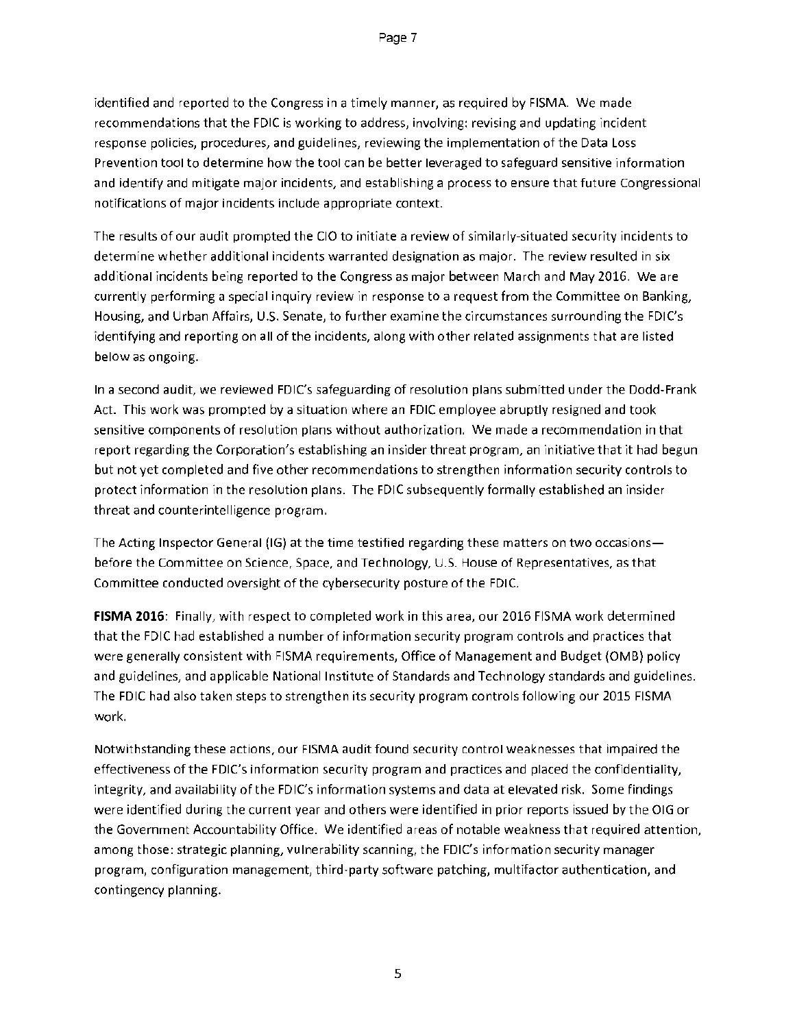identified and reported to the Congress in a timely manner, as required by FISMA. We made recommendations that the FDIC is working to address, involving: revising and updating incident response policies, procedures, and guidelines, reviewing the implementation of the Data Loss Prevention tool to determine how the tool can be better leveraged to safeguard sensitive information and identify and mitigate major incidents, and establishing a process to ensure that future Congressional notifications of major incidents include appropriate context.

The results of our audit prompted the CIO to initiate a review of similarly-situated security incidents to determine whether additional incidents warranted designation as major. The review resulted in six additional incidents being reported to the Congress as major between March and May 2016. We are currently performing a special inquiry review in response to a request from the Committee on Banking, Housing, and Urban Affairs, U.S. Senate, to further examine the circumstances surrounding the FDIC's identifying and reporting on all of the incidents, along with other related assignments that are listed below as ongoing.

In a second audit, we reviewed FDIC's safeguarding of resolution plans submitted under the Dodd-Frank Act. This work was prompted by a situation where an FDIC employee abruptly resigned and took sensitive components of resolution plans without authorization. We made a recommendation in that report regarding the Corporation's establishing an insider threat program, an initiative that it had begun but not yet completed and five other recommendations to strengthen information security controls to protect information in the resolution plans. The FDIC subsequently formally established an insider threat and counterintelligence program.

The Acting Inspector General (IG) at the time testified regarding these matters on two occasions—before the Committee on Science, Space, and Technology, U.S. House of Representatives, as that Committee conducted oversight of the cybersecurity posture of the FDIC.

**FISMA 2016**: Finally, with respect to completed work in this area, our 2016 FISMA work determined that the FDIC had established a number of information security program controls and practices that were generally consistent with FISMA requirements, Office of Management and Budget (OMB) policy and guidelines, and applicable National Institute of Standards and Technology standards and guidelines. The FDIC had also taken steps to strengthen its security program controls following our 2015 FISMA work.

Notwithstanding these actions, our FISMA audit found security control weaknesses that impaired the effectiveness of the FDIC's information security program and practices and placed the confidentiality, integrity, and availability of the FDIC's information systems and data at elevated risk. Some findings were identified during the current year and others were identified in prior reports issued by the OIG or the Government Accountability Office. We identified areas of notable weakness that required attention, among those: strategic planning, vulnerability scanning, the FDIC's information security manager program, configuration management, third-party software patching, multifactor authentication, and contingency planning.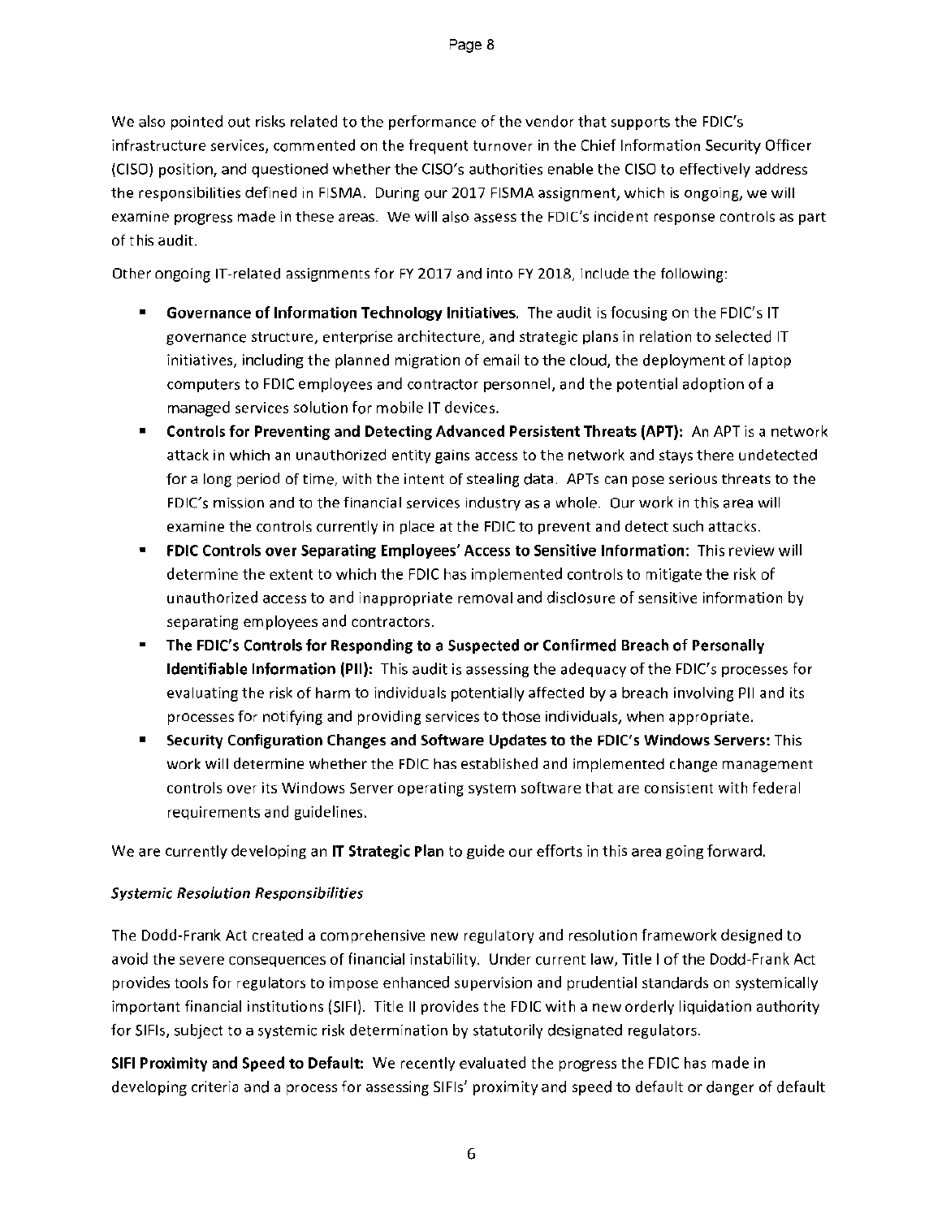We also pointed out risks related to the performance of the vendor that supports the FDIC's infrastructure services, commented on the frequent turnover in the Chief Information Security Officer (CISO) position, and questioned whether the CISO's authorities enable the CISO to effectively address the responsibilities defined in FISMA. During our 2017 FISMA assignment, which is ongoing, we will examine progress made in these areas. We will also assess the FDIC's incident response controls as part of this audit.

Other ongoing IT-related assignments for FY 2017 and into FY 2018, include the following:

- **Governance of Information Technology Initiatives.** The audit is focusing on the FDIC's IT governance structure, enterprise architecture, and strategic plans in relation to selected IT initiatives, including the planned migration of email to the cloud, the deployment of laptop computers to FDIC employees and contractor personnel, and the potential adoption of a managed services solution for mobile IT devices.
- **Controls for Preventing and Detecting Advanced Persistent Threats (APT):** An APT is a network attack in which an unauthorized entity gains access to the network and stays there undetected for a long period of time, with the intent of stealing data. APTs can pose serious threats to the FDIC's mission and to the financial services industry as a whole. Our work in this area will examine the controls currently in place at the FDIC to prevent and detect such attacks.
- **FDIC Controls over Separating Employees' Access to Sensitive Information:** This review will determine the extent to which the FDIC has implemented controls to mitigate the risk of unauthorized access to and inappropriate removal and disclosure of sensitive information by separating employees and contractors.
- **The FDIC's Controls for Responding to a Suspected or Confirmed Breach of Personally Identifiable Information (PII):** This audit is assessing the adequacy of the FDIC's processes for evaluating the risk of harm to individuals potentially affected by a breach involving PII and its processes for notifying and providing services to those individuals, when appropriate.
- **Security Configuration Changes and Software Updates to the FDIC's Windows Servers:** This work will determine whether the FDIC has established and implemented change management controls over its Windows Server operating system software that are consistent with federal requirements and guidelines.

We are currently developing an **IT Strategic Plan** to guide our efforts in this area going forward.

### *Systemic Resolution Responsibilities*

The Dodd-Frank Act created a comprehensive new regulatory and resolution framework designed to avoid the severe consequences of financial instability. Under current law, Title I of the Dodd-Frank Act provides tools for regulators to impose enhanced supervision and prudential standards on systemically important financial institutions (SIFI). Title II provides the FDIC with a new orderly liquidation authority for SIFIs, subject to a systemic risk determination by statutorily designated regulators.

**SIFI Proximity and Speed to Default:** We recently evaluated the progress the FDIC has made in developing criteria and a process for assessing SIFIs' proximity and speed to default or danger of default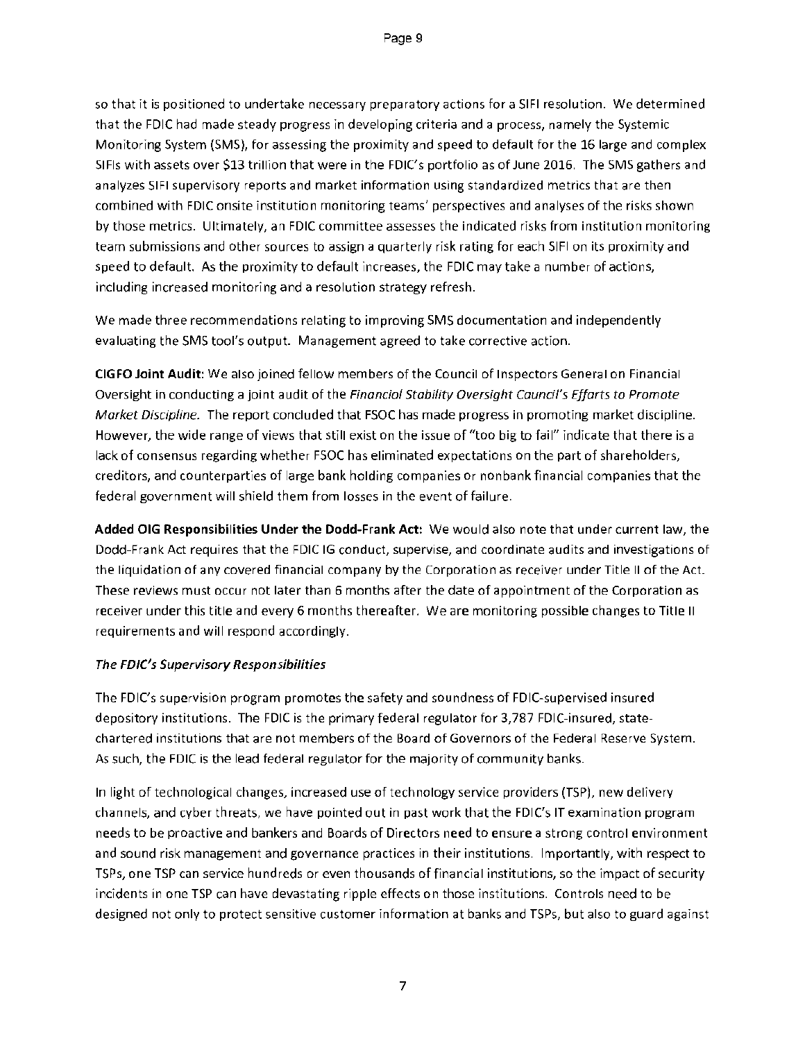so that it is positioned to undertake necessary preparatory actions for a SIFI resolution. We determined that the FDIC had made steady progress in developing criteria and a process, namely the Systemic Monitoring System (SMS), for assessing the proximity and speed to default for the 16 large and complex SIFIs with assets over $13 trillion that were in the FDIC's portfolio as of June 2016. The SMS gathers and analyzes SIFI supervisory reports and market information using standardized metrics that are then combined with FDIC onsite institution monitoring teams' perspectives and analyses of the risks shown by those metrics. Ultimately, an FDIC committee assesses the indicated risks from institution monitoring team submissions and other sources to assign a quarterly risk rating for each SIFI on its proximity and speed to default. As the proximity to default increases, the FDIC may take a number of actions, including increased monitoring and a resolution strategy refresh.

We made three recommendations relating to improving SMS documentation and independently evaluating the SMS tool's output. Management agreed to take corrective action.

**CIGFO Joint Audit**: We also joined fellow members of the Council of Inspectors General on Financial Oversight in conducting a joint audit of the *Financial Stability Oversight Council's Efforts to Promote Market Discipline.* The report concluded that FSOC has made progress in promoting market discipline. However, the wide range of views that still exist on the issue of "too big to fail" indicate that there is a lack of consensus regarding whether FSOC has eliminated expectations on the part of shareholders, creditors, and counterparties of large bank holding companies or nonbank financial companies that the federal government will shield them from losses in the event of failure.

**Added OIG Responsibilities Under the Dodd-Frank Act:** We would also note that under current law, the Dodd-Frank Act requires that the FDIC IG conduct, supervise, and coordinate audits and investigations of the liquidation of any covered financial company by the Corporation as receiver under Title II of the Act. These reviews must occur not later than 6 months after the date of appointment of the Corporation as receiver under this title and every 6 months thereafter. We are monitoring possible changes to Title II requirements and will respond accordingly.

*The FDIC's Supervisory Responsibilities*

The FDIC's supervision program promotes the safety and soundness of FDIC-supervised insured depository institutions. The FDIC is the primary federal regulator for 3,787 FDIC-insured, state-chartered institutions that are not members of the Board of Governors of the Federal Reserve System. As such, the FDIC is the lead federal regulator for the majority of community banks.

In light of technological changes, increased use of technology service providers (TSP), new delivery channels, and cyber threats, we have pointed out in past work that the FDIC's IT examination program needs to be proactive and bankers and Boards of Directors need to ensure a strong control environment and sound risk management and governance practices in their institutions. Importantly, with respect to TSPs, one TSP can service hundreds or even thousands of financial institutions, so the impact of security incidents in one TSP can have devastating ripple effects on those institutions. Controls need to be designed not only to protect sensitive customer information at banks and TSPs, but also to guard against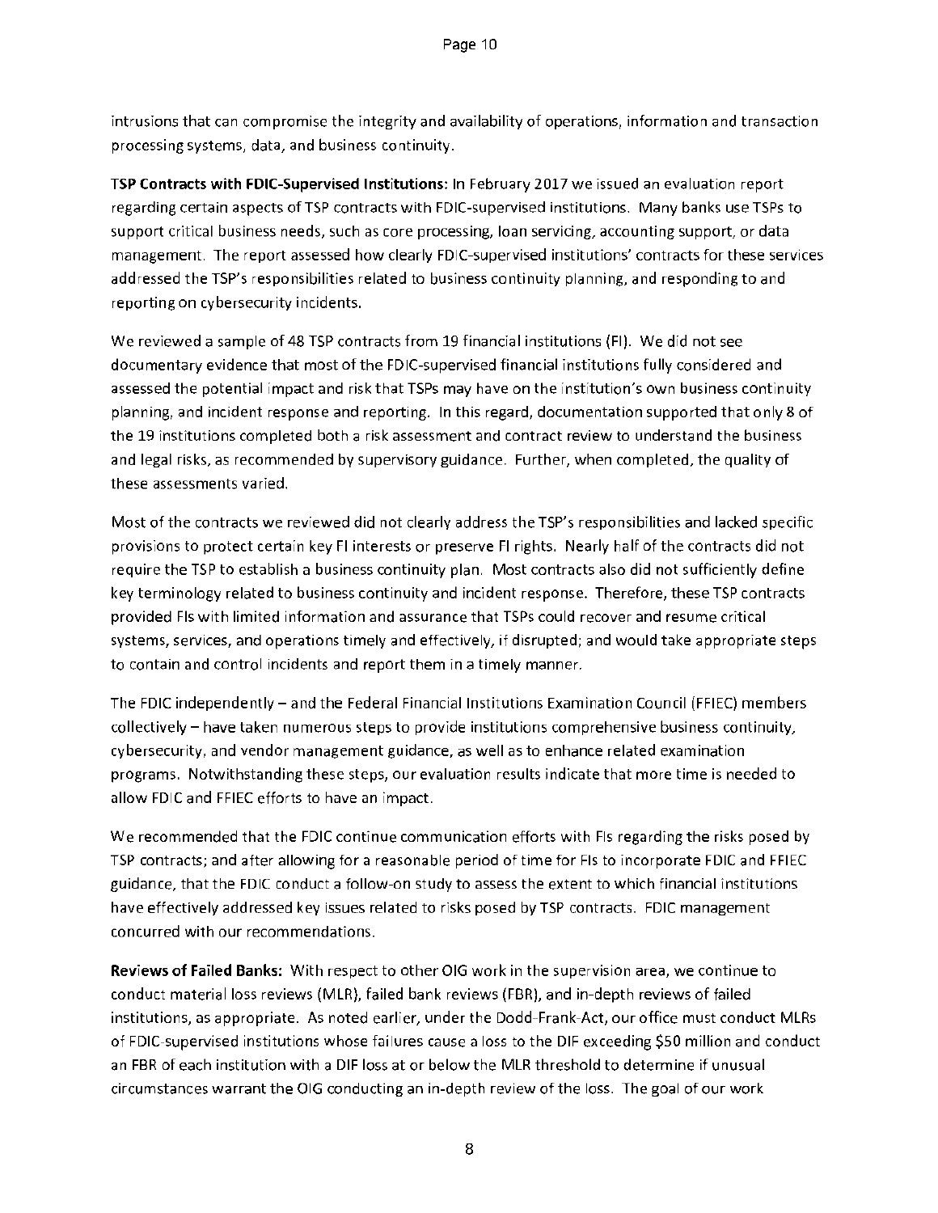intrusions that can compromise the integrity and availability of operations, information and transaction processing systems, data, and business continuity.

**TSP Contracts with FDIC-Supervised Institutions:** In February 2017 we issued an evaluation report regarding certain aspects of TSP contracts with FDIC-supervised institutions. Many banks use TSPs to support critical business needs, such as core processing, loan servicing, accounting support, or data management. The report assessed how clearly FDIC-supervised institutions' contracts for these services addressed the TSP's responsibilities related to business continuity planning, and responding to and reporting on cybersecurity incidents.

We reviewed a sample of 48 TSP contracts from 19 financial institutions (FI). We did not see documentary evidence that most of the FDIC-supervised financial institutions fully considered and assessed the potential impact and risk that TSPs may have on the institution's own business continuity planning, and incident response and reporting. In this regard, documentation supported that only 8 of the 19 institutions completed both a risk assessment and contract review to understand the business and legal risks, as recommended by supervisory guidance. Further, when completed, the quality of these assessments varied.

Most of the contracts we reviewed did not clearly address the TSP's responsibilities and lacked specific provisions to protect certain key FI interests or preserve FI rights. Nearly half of the contracts did not require the TSP to establish a business continuity plan. Most contracts also did not sufficiently define key terminology related to business continuity and incident response. Therefore, these TSP contracts provided FIs with limited information and assurance that TSPs could recover and resume critical systems, services, and operations timely and effectively, if disrupted; and would take appropriate steps to contain and control incidents and report them in a timely manner.

The FDIC independently – and the Federal Financial Institutions Examination Council (FFIEC) members collectively – have taken numerous steps to provide institutions comprehensive business continuity, cybersecurity, and vendor management guidance, as well as to enhance related examination programs. Notwithstanding these steps, our evaluation results indicate that more time is needed to allow FDIC and FFIEC efforts to have an impact.

We recommended that the FDIC continue communication efforts with FIs regarding the risks posed by TSP contracts; and after allowing for a reasonable period of time for FIs to incorporate FDIC and FFIEC guidance, that the FDIC conduct a follow-on study to assess the extent to which financial institutions have effectively addressed key issues related to risks posed by TSP contracts. FDIC management concurred with our recommendations.

**Reviews of Failed Banks:** With respect to other OIG work in the supervision area, we continue to conduct material loss reviews (MLR), failed bank reviews (FBR), and in-depth reviews of failed institutions, as appropriate. As noted earlier, under the Dodd-Frank-Act, our office must conduct MLRs of FDIC-supervised institutions whose failures cause a loss to the DIF exceeding $50 million and conduct an FBR of each institution with a DIF loss at or below the MLR threshold to determine if unusual circumstances warrant the OIG conducting an in-depth review of the loss. The goal of our work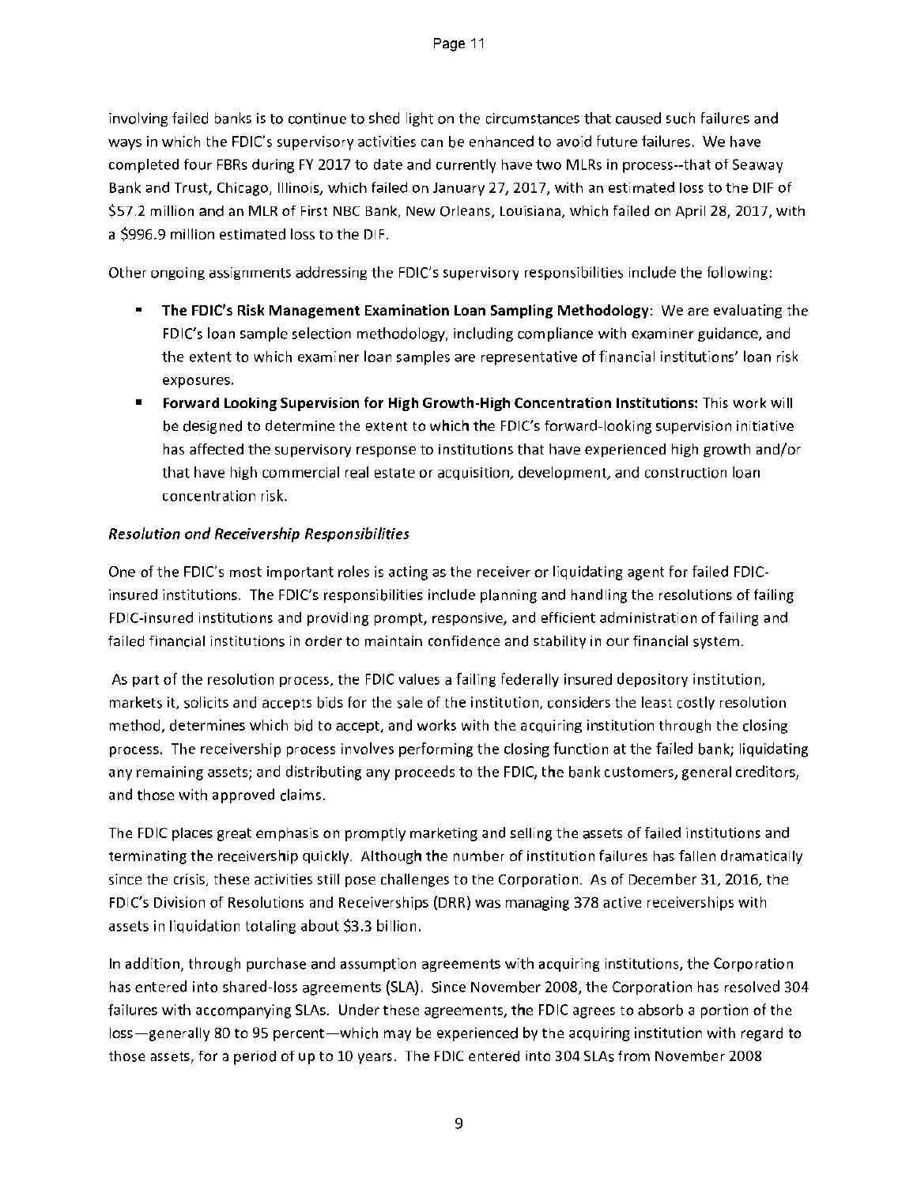involving failed banks is to continue to shed light on the circumstances that caused such failures and ways in which the FDIC's supervisory activities can be enhanced to avoid future failures. We have completed four FBRs during FY 2017 to date and currently have two MLRs in process--that of Seaway Bank and Trust, Chicago, Illinois, which failed on January 27, 2017, with an estimated loss to the DIF of $57.2 million and an MLR of First NBC Bank, New Orleans, Louisiana, which failed on April 28, 2017, with a $996.9 million estimated loss to the DIF.

Other ongoing assignments addressing the FDIC's supervisory responsibilities include the following:

- **The FDIC's Risk Management Examination Loan Sampling Methodology**: We are evaluating the FDIC's loan sample selection methodology, including compliance with examiner guidance, and the extent to which examiner loan samples are representative of financial institutions' loan risk exposures.
- **Forward Looking Supervision for High Growth-High Concentration Institutions:** This work will be designed to determine the extent to which the FDIC's forward-looking supervision initiative has affected the supervisory response to institutions that have experienced high growth and/or that have high commercial real estate or acquisition, development, and construction loan concentration risk.

*Resolution and Receivership Responsibilities*

One of the FDIC's most important roles is acting as the receiver or liquidating agent for failed FDIC-insured institutions. The FDIC's responsibilities include planning and handling the resolutions of failing FDIC-insured institutions and providing prompt, responsive, and efficient administration of failing and failed financial institutions in order to maintain confidence and stability in our financial system.

As part of the resolution process, the FDIC values a failing federally insured depository institution, markets it, solicits and accepts bids for the sale of the institution, considers the least costly resolution method, determines which bid to accept, and works with the acquiring institution through the closing process. The receivership process involves performing the closing function at the failed bank; liquidating any remaining assets; and distributing any proceeds to the FDIC, the bank customers, general creditors, and those with approved claims.

The FDIC places great emphasis on promptly marketing and selling the assets of failed institutions and terminating the receivership quickly. Although the number of institution failures has fallen dramatically since the crisis, these activities still pose challenges to the Corporation. As of December 31, 2016, the FDIC's Division of Resolutions and Receiverships (DRR) was managing 378 active receiverships with assets in liquidation totaling about $3.3 billion.

In addition, through purchase and assumption agreements with acquiring institutions, the Corporation has entered into shared-loss agreements (SLA). Since November 2008, the Corporation has resolved 304 failures with accompanying SLAs. Under these agreements, the FDIC agrees to absorb a portion of the loss—generally 80 to 95 percent—which may be experienced by the acquiring institution with regard to those assets, for a period of up to 10 years. The FDIC entered into 304 SLAs from November 2008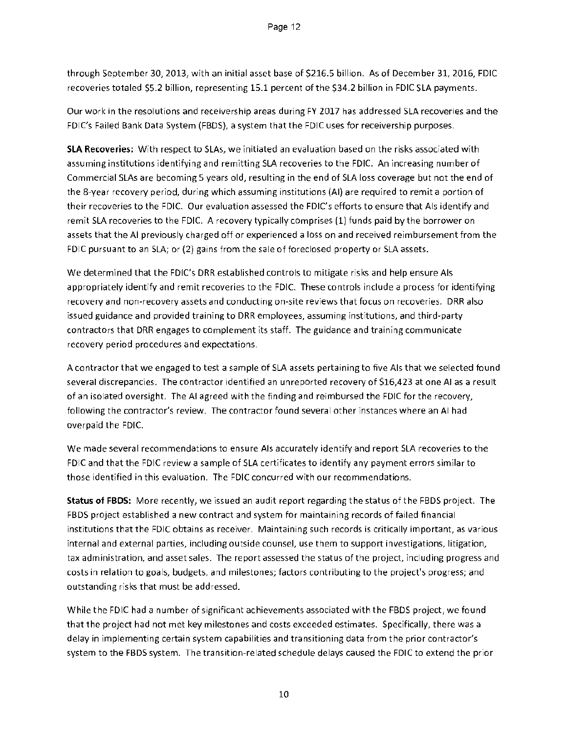through September 30, 2013, with an initial asset base of $216.5 billion. As of December 31, 2016, FDIC recoveries totaled $5.2 billion, representing 15.1 percent of the $34.2 billion in FDIC SLA payments.

Our work in the resolutions and receivership areas during FY 2017 has addressed SLA recoveries and the FDIC's Failed Bank Data System (FBDS), a system that the FDIC uses for receivership purposes.

**SLA Recoveries:** With respect to SLAs, we initiated an evaluation based on the risks associated with assuming institutions identifying and remitting SLA recoveries to the FDIC. An increasing number of Commercial SLAs are becoming 5 years old, resulting in the end of SLA loss coverage but not the end of the 8-year recovery period, during which assuming institutions (AI) are required to remit a portion of their recoveries to the FDIC. Our evaluation assessed the FDIC's efforts to ensure that AIs identify and remit SLA recoveries to the FDIC. A recovery typically comprises (1) funds paid by the borrower on assets that the AI previously charged off or experienced a loss on and received reimbursement from the FDIC pursuant to an SLA; or (2) gains from the sale of foreclosed property or SLA assets.

We determined that the FDIC's DRR established controls to mitigate risks and help ensure AIs appropriately identify and remit recoveries to the FDIC. These controls include a process for identifying recovery and non-recovery assets and conducting on-site reviews that focus on recoveries. DRR also issued guidance and provided training to DRR employees, assuming institutions, and third-party contractors that DRR engages to complement its staff. The guidance and training communicate recovery period procedures and expectations.

A contractor that we engaged to test a sample of SLA assets pertaining to five AIs that we selected found several discrepancies. The contractor identified an unreported recovery of $16,423 at one AI as a result of an isolated oversight. The AI agreed with the finding and reimbursed the FDIC for the recovery, following the contractor's review. The contractor found several other instances where an AI had overpaid the FDIC.

We made several recommendations to ensure AIs accurately identify and report SLA recoveries to the FDIC and that the FDIC review a sample of SLA certificates to identify any payment errors similar to those identified in this evaluation. The FDIC concurred with our recommendations.

**Status of FBDS:** More recently, we issued an audit report regarding the status of the FBDS project. The FBDS project established a new contract and system for maintaining records of failed financial institutions that the FDIC obtains as receiver. Maintaining such records is critically important, as various internal and external parties, including outside counsel, use them to support investigations, litigation, tax administration, and asset sales. The report assessed the status of the project, including progress and costs in relation to goals, budgets, and milestones; factors contributing to the project's progress; and outstanding risks that must be addressed.

While the FDIC had a number of significant achievements associated with the FBDS project, we found that the project had not met key milestones and costs exceeded estimates. Specifically, there was a delay in implementing certain system capabilities and transitioning data from the prior contractor's system to the FBDS system. The transition-related schedule delays caused the FDIC to extend the prior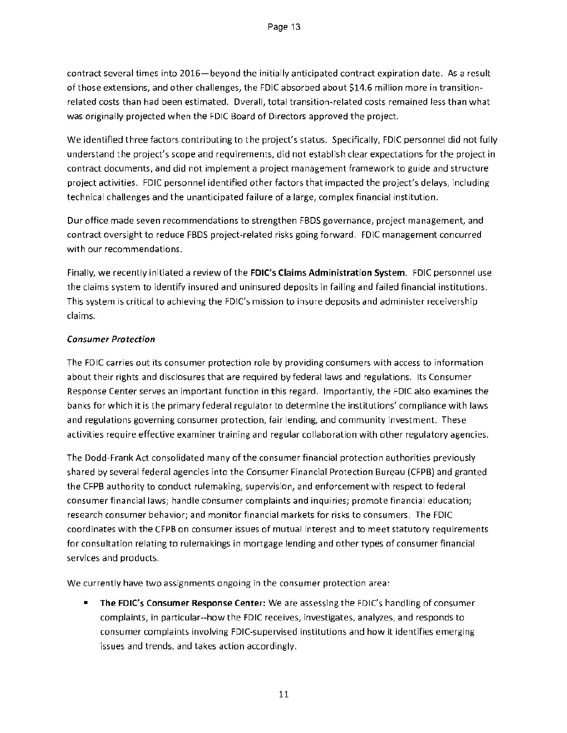contract several times into 2016—beyond the initially anticipated contract expiration date. As a result of those extensions, and other challenges, the FDIC absorbed about $14.6 million more in transition-related costs than had been estimated. Overall, total transition-related costs remained less than what was originally projected when the FDIC Board of Directors approved the project.

We identified three factors contributing to the project's status. Specifically, FDIC personnel did not fully understand the project's scope and requirements, did not establish clear expectations for the project in contract documents, and did not implement a project management framework to guide and structure project activities. FDIC personnel identified other factors that impacted the project's delays, including technical challenges and the unanticipated failure of a large, complex financial institution.

Our office made seven recommendations to strengthen FBDS governance, project management, and contract oversight to reduce FBDS project-related risks going forward. FDIC management concurred with our recommendations.

Finally, we recently initiated a review of the **FDIC's Claims Administration System**. FDIC personnel use the claims system to identify insured and uninsured deposits in failing and failed financial institutions. This system is critical to achieving the FDIC's mission to insure deposits and administer receivership claims.

*Consumer Protection*

The FDIC carries out its consumer protection role by providing consumers with access to information about their rights and disclosures that are required by federal laws and regulations. Its Consumer Response Center serves an important function in this regard. Importantly, the FDIC also examines the banks for which it is the primary federal regulator to determine the institutions' compliance with laws and regulations governing consumer protection, fair lending, and community investment. These activities require effective examiner training and regular collaboration with other regulatory agencies.

The Dodd-Frank Act consolidated many of the consumer financial protection authorities previously shared by several federal agencies into the Consumer Financial Protection Bureau (CFPB) and granted the CFPB authority to conduct rulemaking, supervision, and enforcement with respect to federal consumer financial laws; handle consumer complaints and inquiries; promote financial education; research consumer behavior; and monitor financial markets for risks to consumers. The FDIC coordinates with the CFPB on consumer issues of mutual interest and to meet statutory requirements for consultation relating to rulemakings in mortgage lending and other types of consumer financial services and products.

We currently have two assignments ongoing in the consumer protection area:

- **The FDIC's Consumer Response Center:** We are assessing the FDIC's handling of consumer complaints, in particular--how the FDIC receives, investigates, analyzes, and responds to consumer complaints involving FDIC-supervised institutions and how it identifies emerging issues and trends, and takes action accordingly.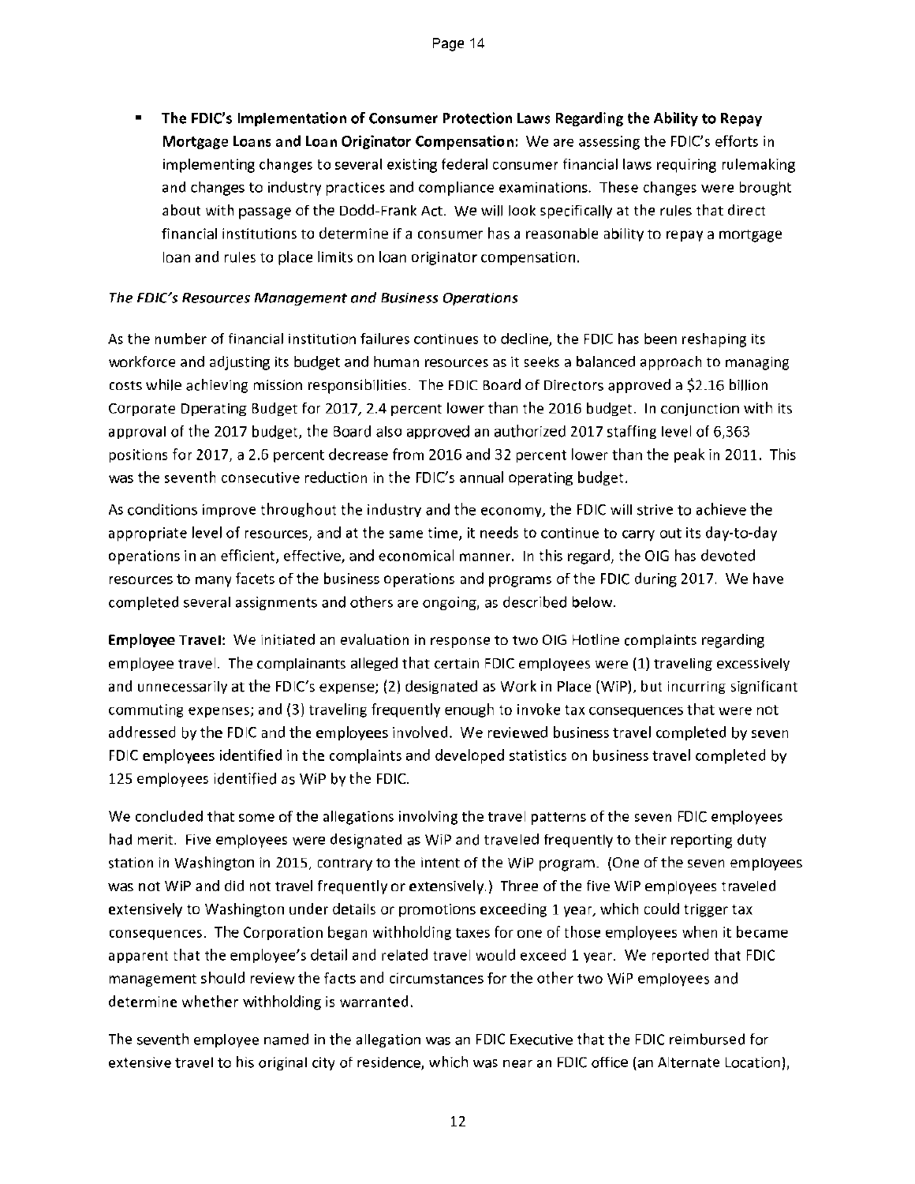- **The FDIC's Implementation of Consumer Protection Laws Regarding the Ability to Repay Mortgage Loans and Loan Originator Compensation:** We are assessing the FDIC's efforts in implementing changes to several existing federal consumer financial laws requiring rulemaking and changes to industry practices and compliance examinations. These changes were brought about with passage of the Dodd-Frank Act. We will look specifically at the rules that direct financial institutions to determine if a consumer has a reasonable ability to repay a mortgage loan and rules to place limits on loan originator compensation.

*The FDIC's Resources Management and Business Operations*

As the number of financial institution failures continues to decline, the FDIC has been reshaping its workforce and adjusting its budget and human resources as it seeks a balanced approach to managing costs while achieving mission responsibilities. The FDIC Board of Directors approved a $2.16 billion Corporate Operating Budget for 2017, 2.4 percent lower than the 2016 budget. In conjunction with its approval of the 2017 budget, the Board also approved an authorized 2017 staffing level of 6,363 positions for 2017, a 2.6 percent decrease from 2016 and 32 percent lower than the peak in 2011. This was the seventh consecutive reduction in the FDIC's annual operating budget.

As conditions improve throughout the industry and the economy, the FDIC will strive to achieve the appropriate level of resources, and at the same time, it needs to continue to carry out its day-to-day operations in an efficient, effective, and economical manner. In this regard, the OIG has devoted resources to many facets of the business operations and programs of the FDIC during 2017. We have completed several assignments and others are ongoing, as described below.

**Employee Travel:** We initiated an evaluation in response to two OIG Hotline complaints regarding employee travel. The complainants alleged that certain FDIC employees were (1) traveling excessively and unnecessarily at the FDIC's expense; (2) designated as Work in Place (WiP), but incurring significant commuting expenses; and (3) traveling frequently enough to invoke tax consequences that were not addressed by the FDIC and the employees involved. We reviewed business travel completed by seven FDIC employees identified in the complaints and developed statistics on business travel completed by 125 employees identified as WiP by the FDIC.

We concluded that some of the allegations involving the travel patterns of the seven FDIC employees had merit. Five employees were designated as WiP and traveled frequently to their reporting duty station in Washington in 2015, contrary to the intent of the WiP program. (One of the seven employees was not WiP and did not travel frequently or extensively.) Three of the five WiP employees traveled extensively to Washington under details or promotions exceeding 1 year, which could trigger tax consequences. The Corporation began withholding taxes for one of those employees when it became apparent that the employee's detail and related travel would exceed 1 year. We reported that FDIC management should review the facts and circumstances for the other two WiP employees and determine whether withholding is warranted.

The seventh employee named in the allegation was an FDIC Executive that the FDIC reimbursed for extensive travel to his original city of residence, which was near an FDIC office (an Alternate Location),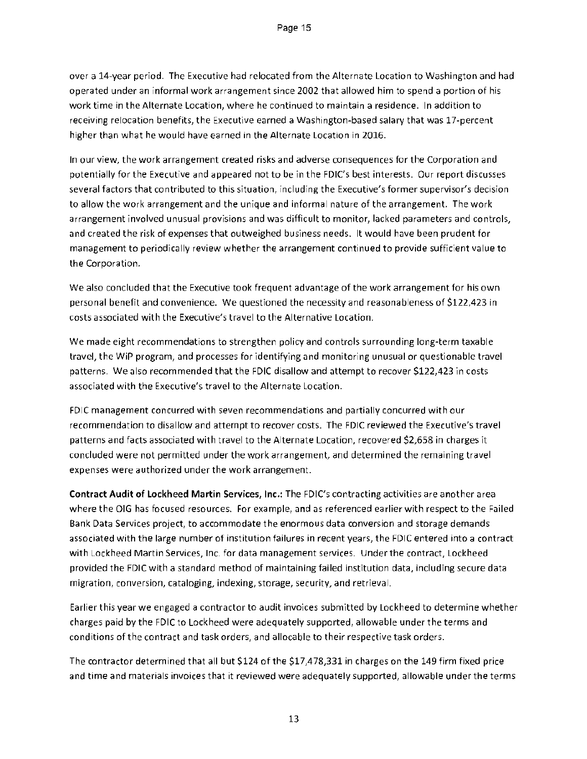over a 14-year period. The Executive had relocated from the Alternate Location to Washington and had operated under an informal work arrangement since 2002 that allowed him to spend a portion of his work time in the Alternate Location, where he continued to maintain a residence. In addition to receiving relocation benefits, the Executive earned a Washington-based salary that was 17-percent higher than what he would have earned in the Alternate Location in 2016.

In our view, the work arrangement created risks and adverse consequences for the Corporation and potentially for the Executive and appeared not to be in the FDIC's best interests. Our report discusses several factors that contributed to this situation, including the Executive's former supervisor's decision to allow the work arrangement and the unique and informal nature of the arrangement. The work arrangement involved unusual provisions and was difficult to monitor, lacked parameters and controls, and created the risk of expenses that outweighed business needs. It would have been prudent for management to periodically review whether the arrangement continued to provide sufficient value to the Corporation.

We also concluded that the Executive took frequent advantage of the work arrangement for his own personal benefit and convenience. We questioned the necessity and reasonableness of $122,423 in costs associated with the Executive's travel to the Alternative Location.

We made eight recommendations to strengthen policy and controls surrounding long-term taxable travel, the WiP program, and processes for identifying and monitoring unusual or questionable travel patterns. We also recommended that the FDIC disallow and attempt to recover $122,423 in costs associated with the Executive's travel to the Alternate Location.

FDIC management concurred with seven recommendations and partially concurred with our recommendation to disallow and attempt to recover costs. The FDIC reviewed the Executive's travel patterns and facts associated with travel to the Alternate Location, recovered $2,658 in charges it concluded were not permitted under the work arrangement, and determined the remaining travel expenses were authorized under the work arrangement.

**Contract Audit of Lockheed Martin Services, Inc.:** The FDIC's contracting activities are another area where the OIG has focused resources. For example, and as referenced earlier with respect to the Failed Bank Data Services project, to accommodate the enormous data conversion and storage demands associated with the large number of institution failures in recent years, the FDIC entered into a contract with Lockheed Martin Services, Inc. for data management services. Under the contract, Lockheed provided the FDIC with a standard method of maintaining failed institution data, including secure data migration, conversion, cataloging, indexing, storage, security, and retrieval.

Earlier this year we engaged a contractor to audit invoices submitted by Lockheed to determine whether charges paid by the FDIC to Lockheed were adequately supported, allowable under the terms and conditions of the contract and task orders, and allocable to their respective task orders.

The contractor determined that all but $124 of the $17,478,331 in charges on the 149 firm fixed price and time and materials invoices that it reviewed were adequately supported, allowable under the terms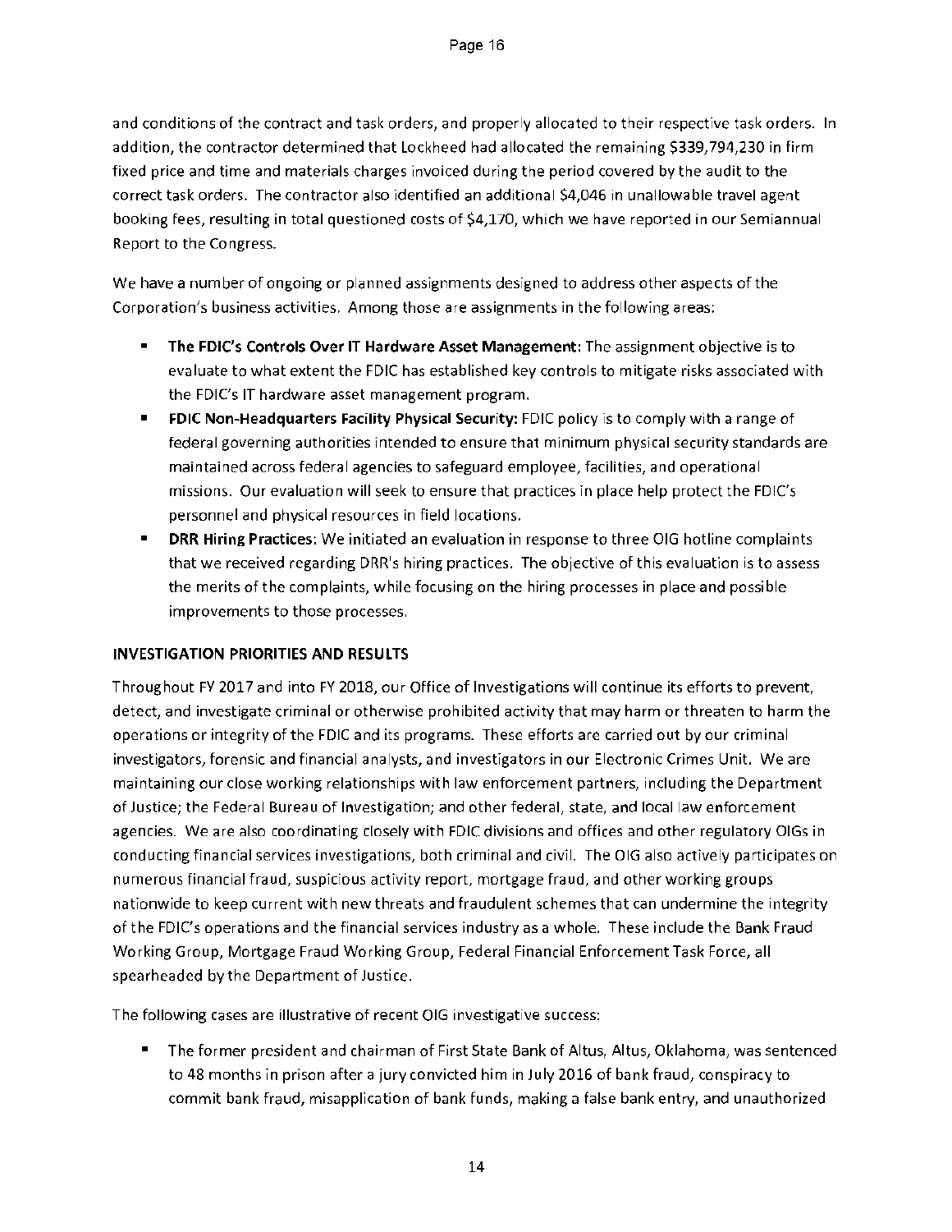and conditions of the contract and task orders, and properly allocated to their respective task orders. In addition, the contractor determined that Lockheed had allocated the remaining $339,794,230 in firm fixed price and time and materials charges invoiced during the period covered by the audit to the correct task orders. The contractor also identified an additional $4,046 in unallowable travel agent booking fees, resulting in total questioned costs of $4,170, which we have reported in our Semiannual Report to the Congress.

We have a number of ongoing or planned assignments designed to address other aspects of the Corporation's business activities. Among those are assignments in the following areas:

- **The FDIC's Controls Over IT Hardware Asset Management:** The assignment objective is to evaluate to what extent the FDIC has established key controls to mitigate risks associated with the FDIC's IT hardware asset management program.
- **FDIC Non-Headquarters Facility Physical Security:** FDIC policy is to comply with a range of federal governing authorities intended to ensure that minimum physical security standards are maintained across federal agencies to safeguard employee, facilities, and operational missions. Our evaluation will seek to ensure that practices in place help protect the FDIC's personnel and physical resources in field locations.
- **DRR Hiring Practices:** We initiated an evaluation in response to three OIG hotline complaints that we received regarding DRR's hiring practices. The objective of this evaluation is to assess the merits of the complaints, while focusing on the hiring processes in place and possible improvements to those processes.

## INVESTIGATION PRIORITIES AND RESULTS

Throughout FY 2017 and into FY 2018, our Office of Investigations will continue its efforts to prevent, detect, and investigate criminal or otherwise prohibited activity that may harm or threaten to harm the operations or integrity of the FDIC and its programs. These efforts are carried out by our criminal investigators, forensic and financial analysts, and investigators in our Electronic Crimes Unit. We are maintaining our close working relationships with law enforcement partners, including the Department of Justice; the Federal Bureau of Investigation; and other federal, state, and local law enforcement agencies. We are also coordinating closely with FDIC divisions and offices and other regulatory OIGs in conducting financial services investigations, both criminal and civil. The OIG also actively participates on numerous financial fraud, suspicious activity report, mortgage fraud, and other working groups nationwide to keep current with new threats and fraudulent schemes that can undermine the integrity of the FDIC's operations and the financial services industry as a whole. These include the Bank Fraud Working Group, Mortgage Fraud Working Group, Federal Financial Enforcement Task Force, all spearheaded by the Department of Justice.

The following cases are illustrative of recent OIG investigative success:

- The former president and chairman of First State Bank of Altus, Altus, Oklahoma, was sentenced to 48 months in prison after a jury convicted him in July 2016 of bank fraud, conspiracy to commit bank fraud, misapplication of bank funds, making a false bank entry, and unauthorized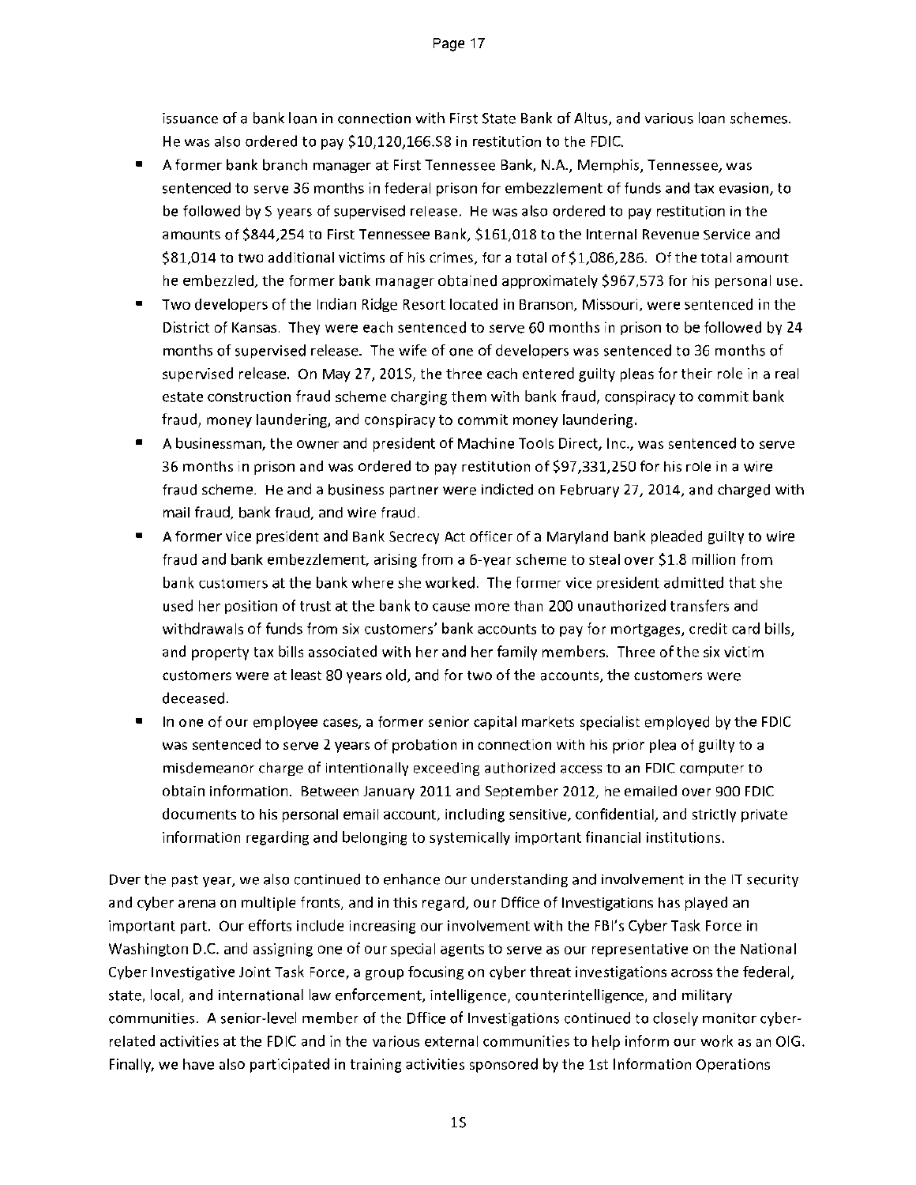issuance of a bank loan in connection with First State Bank of Altus, and various loan schemes. He was also ordered to pay $10,120,166.58 in restitution to the FDIC.

- A former bank branch manager at First Tennessee Bank, N.A., Memphis, Tennessee, was sentenced to serve 36 months in federal prison for embezzlement of funds and tax evasion, to be followed by 5 years of supervised release. He was also ordered to pay restitution in the amounts of $844,254 to First Tennessee Bank, $161,018 to the Internal Revenue Service and $81,014 to two additional victims of his crimes, for a total of $1,086,286. Of the total amount he embezzled, the former bank manager obtained approximately $967,573 for his personal use.
- Two developers of the Indian Ridge Resort located in Branson, Missouri, were sentenced in the District of Kansas. They were each sentenced to serve 60 months in prison to be followed by 24 months of supervised release. The wife of one of developers was sentenced to 36 months of supervised release. On May 27, 2015, the three each entered guilty pleas for their role in a real estate construction fraud scheme charging them with bank fraud, conspiracy to commit bank fraud, money laundering, and conspiracy to commit money laundering.
- A businessman, the owner and president of Machine Tools Direct, Inc., was sentenced to serve 36 months in prison and was ordered to pay restitution of $97,331,250 for his role in a wire fraud scheme. He and a business partner were indicted on February 27, 2014, and charged with mail fraud, bank fraud, and wire fraud.
- A former vice president and Bank Secrecy Act officer of a Maryland bank pleaded guilty to wire fraud and bank embezzlement, arising from a 6-year scheme to steal over $1.8 million from bank customers at the bank where she worked. The former vice president admitted that she used her position of trust at the bank to cause more than 200 unauthorized transfers and withdrawals of funds from six customers' bank accounts to pay for mortgages, credit card bills, and property tax bills associated with her and her family members. Three of the six victim customers were at least 80 years old, and for two of the accounts, the customers were deceased.
- In one of our employee cases, a former senior capital markets specialist employed by the FDIC was sentenced to serve 2 years of probation in connection with his prior plea of guilty to a misdemeanor charge of intentionally exceeding authorized access to an FDIC computer to obtain information. Between January 2011 and September 2012, he emailed over 900 FDIC documents to his personal email account, including sensitive, confidential, and strictly private information regarding and belonging to systemically important financial institutions.

Over the past year, we also continued to enhance our understanding and involvement in the IT security and cyber arena on multiple fronts, and in this regard, our Office of Investigations has played an important part. Our efforts include increasing our involvement with the FBI's Cyber Task Force in Washington D.C. and assigning one of our special agents to serve as our representative on the National Cyber Investigative Joint Task Force, a group focusing on cyber threat investigations across the federal, state, local, and international law enforcement, intelligence, counterintelligence, and military communities. A senior-level member of the Office of Investigations continued to closely monitor cyber-related activities at the FDIC and in the various external communities to help inform our work as an OIG. Finally, we have also participated in training activities sponsored by the 1st Information Operations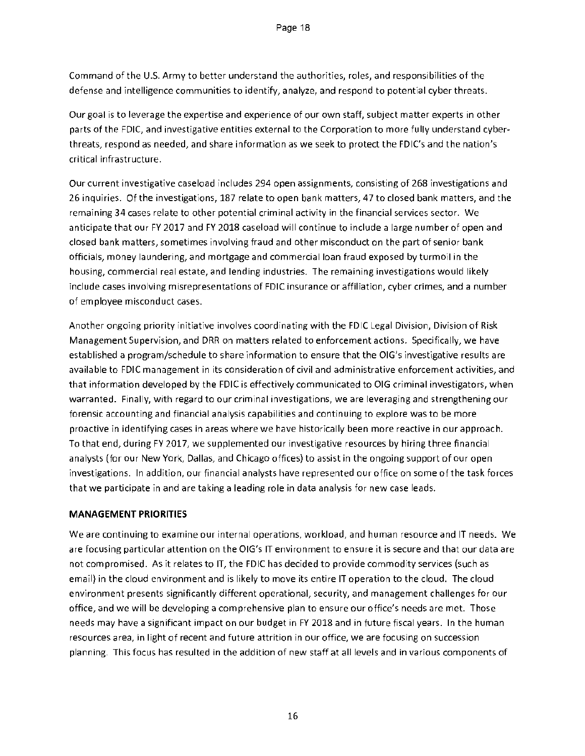Command of the U.S. Army to better understand the authorities, roles, and responsibilities of the defense and intelligence communities to identify, analyze, and respond to potential cyber threats.

Our goal is to leverage the expertise and experience of our own staff, subject matter experts in other parts of the FDIC, and investigative entities external to the Corporation to more fully understand cyber-threats, respond as needed, and share information as we seek to protect the FDIC's and the nation's critical infrastructure.

Our current investigative caseload includes 294 open assignments, consisting of 268 investigations and 26 inquiries. Of the investigations, 187 relate to open bank matters, 47 to closed bank matters, and the remaining 34 cases relate to other potential criminal activity in the financial services sector. We anticipate that our FY 2017 and FY 2018 caseload will continue to include a large number of open and closed bank matters, sometimes involving fraud and other misconduct on the part of senior bank officials, money laundering, and mortgage and commercial loan fraud exposed by turmoil in the housing, commercial real estate, and lending industries. The remaining investigations would likely include cases involving misrepresentations of FDIC insurance or affiliation, cyber crimes, and a number of employee misconduct cases.

Another ongoing priority initiative involves coordinating with the FDIC Legal Division, Division of Risk Management Supervision, and DRR on matters related to enforcement actions. Specifically, we have established a program/schedule to share information to ensure that the OIG's investigative results are available to FDIC management in its consideration of civil and administrative enforcement activities, and that information developed by the FDIC is effectively communicated to OIG criminal investigators, when warranted. Finally, with regard to our criminal investigations, we are leveraging and strengthening our forensic accounting and financial analysis capabilities and continuing to explore was to be more proactive in identifying cases in areas where we have historically been more reactive in our approach. To that end, during FY 2017, we supplemented our investigative resources by hiring three financial analysts (for our New York, Dallas, and Chicago offices) to assist in the ongoing support of our open investigations. In addition, our financial analysts have represented our office on some of the task forces that we participate in and are taking a leading role in data analysis for new case leads.

**MANAGEMENT PRIORITIES**

We are continuing to examine our internal operations, workload, and human resource and IT needs. We are focusing particular attention on the OIG's IT environment to ensure it is secure and that our data are not compromised. As it relates to IT, the FDIC has decided to provide commodity services (such as email) in the cloud environment and is likely to move its entire IT operation to the cloud. The cloud environment presents significantly different operational, security, and management challenges for our office, and we will be developing a comprehensive plan to ensure our office's needs are met. Those needs may have a significant impact on our budget in FY 2018 and in future fiscal years. In the human resources area, in light of recent and future attrition in our office, we are focusing on succession planning. This focus has resulted in the addition of new staff at all levels and in various components of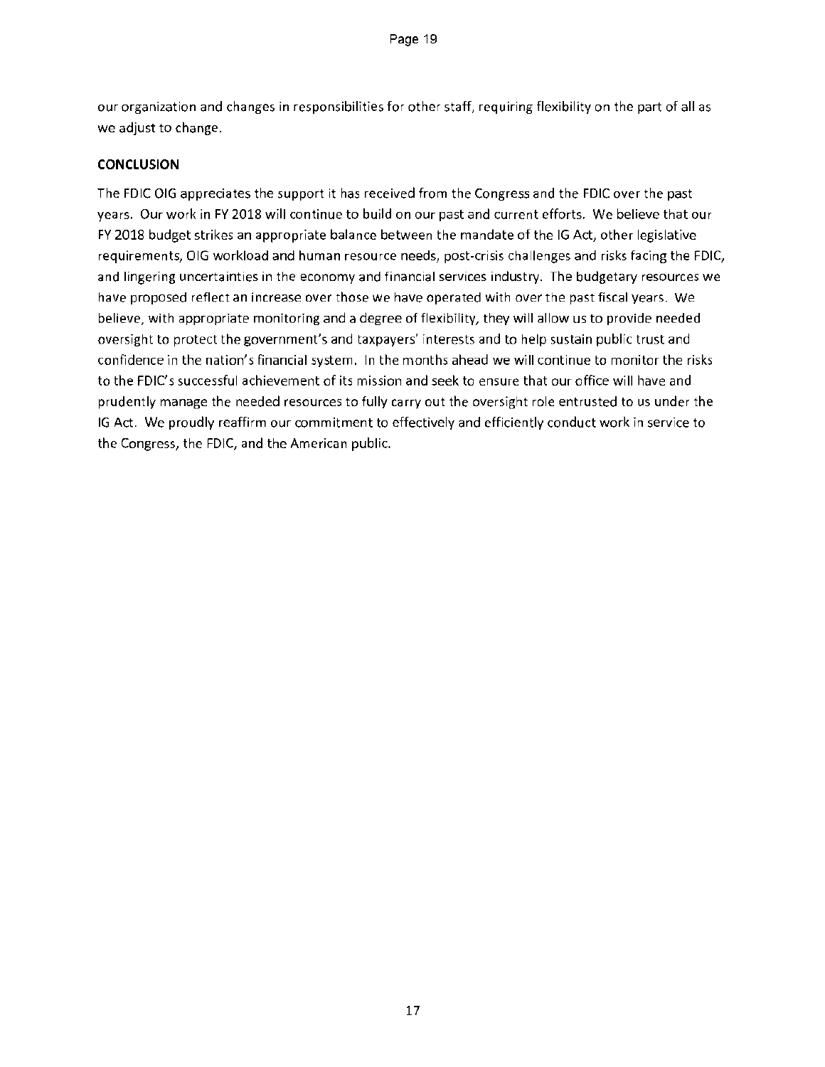our organization and changes in responsibilities for other staff, requiring flexibility on the part of all as we adjust to change.

## CONCLUSION

The FDIC OIG appreciates the support it has received from the Congress and the FDIC over the past years. Our work in FY 2018 will continue to build on our past and current efforts. We believe that our FY 2018 budget strikes an appropriate balance between the mandate of the IG Act, other legislative requirements, OIG workload and human resource needs, post-crisis challenges and risks facing the FDIC, and lingering uncertainties in the economy and financial services industry. The budgetary resources we have proposed reflect an increase over those we have operated with over the past fiscal years. We believe, with appropriate monitoring and a degree of flexibility, they will allow us to provide needed oversight to protect the government's and taxpayers' interests and to help sustain public trust and confidence in the nation's financial system. In the months ahead we will continue to monitor the risks to the FDIC's successful achievement of its mission and seek to ensure that our office will have and prudently manage the needed resources to fully carry out the oversight role entrusted to us under the IG Act. We proudly reaffirm our commitment to effectively and efficiently conduct work in service to the Congress, the FDIC, and the American public.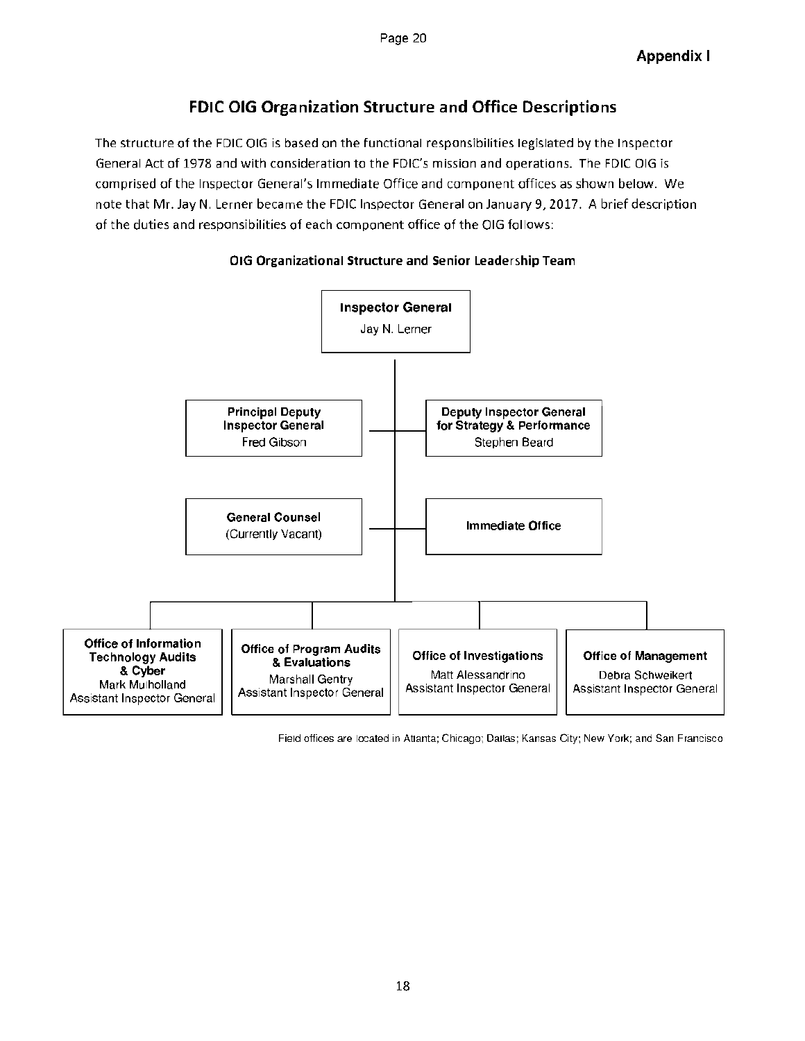**Appendix I**

## FDIC OIG Organization Structure and Office Descriptions

The structure of the FDIC OIG is based on the functional responsibilities legislated by the Inspector General Act of 1978 and with consideration to the FDIC's mission and operations. The FDIC OIG is comprised of the Inspector General's Immediate Office and component offices as shown below. We note that Mr. Jay N. Lerner became the FDIC Inspector General on January 9, 2017. A brief description of the duties and responsibilities of each component office of the OIG follows:

### OIG Organizational Structure and Senior Leadership Team

**Inspector General**
Jay N. Lerner

**Principal Deputy Inspector General**
Fred Gibson

**Deputy Inspector General for Strategy & Performance**
Stephen Beard

**General Counsel**
(Currently Vacant)

**Immediate Office**

**Office of Information Technology Audits & Cyber**
Mark Mulholland
Assistant Inspector General

**Office of Program Audits & Evaluations**
Marshall Gentry
Assistant Inspector General

**Office of Investigations**
Matt Alessandrino
Assistant Inspector General

**Office of Management**
Debra Schweikert
Assistant Inspector General

Field offices are located in Atlanta; Chicago; Dallas; Kansas City; New York; and San Francisco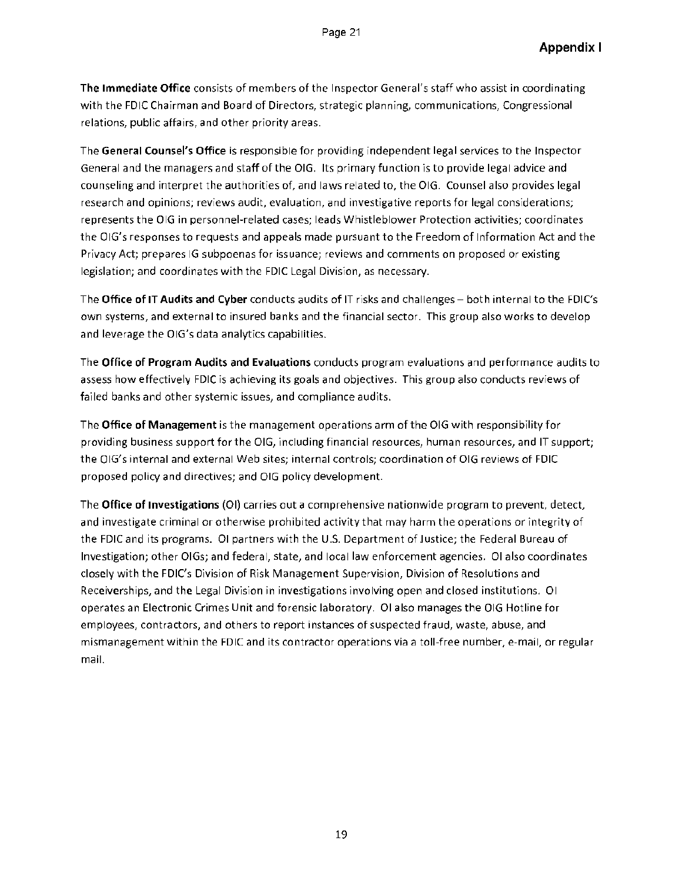**The Immediate Office** consists of members of the Inspector General's staff who assist in coordinating with the FDIC Chairman and Board of Directors, strategic planning, communications, Congressional relations, public affairs, and other priority areas.

The **General Counsel's Office** is responsible for providing independent legal services to the Inspector General and the managers and staff of the OIG. Its primary function is to provide legal advice and counseling and interpret the authorities of, and laws related to, the OIG. Counsel also provides legal research and opinions; reviews audit, evaluation, and investigative reports for legal considerations; represents the OIG in personnel-related cases; leads Whistleblower Protection activities; coordinates the OIG's responses to requests and appeals made pursuant to the Freedom of Information Act and the Privacy Act; prepares IG subpoenas for issuance; reviews and comments on proposed or existing legislation; and coordinates with the FDIC Legal Division, as necessary.

The **Office of IT Audits and Cyber** conducts audits of IT risks and challenges – both internal to the FDIC's own systems, and external to insured banks and the financial sector. This group also works to develop and leverage the OIG's data analytics capabilities.

The **Office of Program Audits and Evaluations** conducts program evaluations and performance audits to assess how effectively FDIC is achieving its goals and objectives. This group also conducts reviews of failed banks and other systemic issues, and compliance audits.

The **Office of Management** is the management operations arm of the OIG with responsibility for providing business support for the OIG, including financial resources, human resources, and IT support; the OIG's internal and external Web sites; internal controls; coordination of OIG reviews of FDIC proposed policy and directives; and OIG policy development.

The **Office of Investigations** (OI) carries out a comprehensive nationwide program to prevent, detect, and investigate criminal or otherwise prohibited activity that may harm the operations or integrity of the FDIC and its programs. OI partners with the U.S. Department of Justice; the Federal Bureau of Investigation; other OIGs; and federal, state, and local law enforcement agencies. OI also coordinates closely with the FDIC's Division of Risk Management Supervision, Division of Resolutions and Receiverships, and the Legal Division in investigations involving open and closed institutions. OI operates an Electronic Crimes Unit and forensic laboratory. OI also manages the OIG Hotline for employees, contractors, and others to report instances of suspected fraud, waste, abuse, and mismanagement within the FDIC and its contractor operations via a toll-free number, e-mail, or regular mail.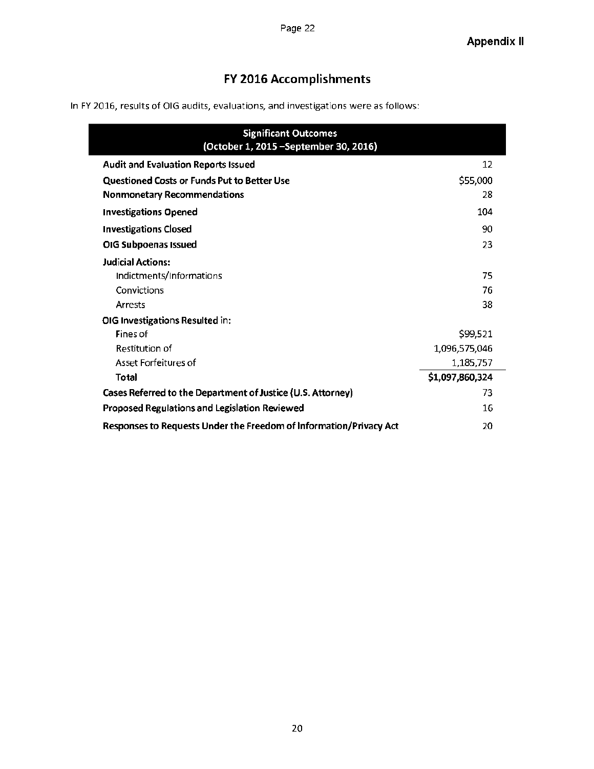Appendix II

# FY 2016 Accomplishments

In FY 2016, results of OIG audits, evaluations, and investigations were as follows:

| Significant Outcomes (October 1, 2015 –September 30, 2016) | |
|---|---|
| **Audit and Evaluation Reports Issued** | 12 |
| **Questioned Costs or Funds Put to Better Use** | $55,000 |
| **Nonmonetary Recommendations** | 28 |
| **Investigations Opened** | 104 |
| **Investigations Closed** | 90 |
| **OIG Subpoenas Issued** | 23 |
| **Judicial Actions:** | |
| Indictments/Informations | 75 |
| Convictions | 76 |
| Arrests | 38 |
| **OIG Investigations Resulted in:** | |
| Fines of | $99,521 |
| Restitution of | 1,096,575,046 |
| Asset Forfeitures of | 1,185,757 |
| **Total** | **$1,097,860,324** |
| **Cases Referred to the Department of Justice (U.S. Attorney)** | 73 |
| **Proposed Regulations and Legislation Reviewed** | 16 |
| **Responses to Requests Under the Freedom of Information/Privacy Act** | 20 |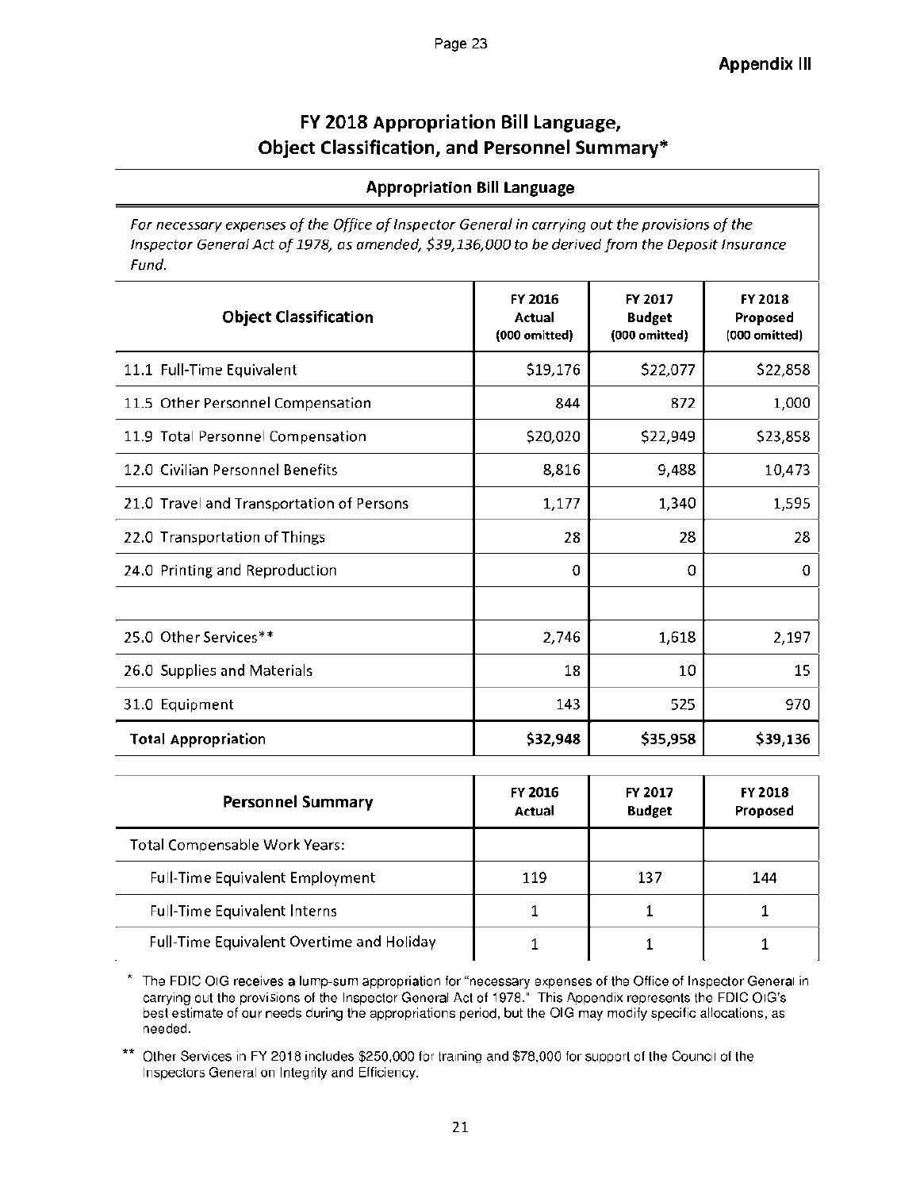**Appendix III**

# FY 2018 Appropriation Bill Language, Object Classification, and Personnel Summary*

## Appropriation Bill Language

*For necessary expenses of the Office of Inspector General in carrying out the provisions of the Inspector General Act of 1978, as amended, $39,136,000 to be derived from the Deposit Insurance Fund.*

| Object Classification | FY 2016 Actual (000 omitted) | FY 2017 Budget (000 omitted) | FY 2018 Proposed (000 omitted) |
|---|---|---|---|
| 11.1 Full-Time Equivalent | $19,176 | $22,077 | $22,858 |
| 11.5 Other Personnel Compensation | 844 | 872 | 1,000 |
| 11.9 Total Personnel Compensation | $20,020 | $22,949 | $23,858 |
| 12.0 Civilian Personnel Benefits | 8,816 | 9,488 | 10,473 |
| 21.0 Travel and Transportation of Persons | 1,177 | 1,340 | 1,595 |
| 22.0 Transportation of Things | 28 | 28 | 28 |
| 24.0 Printing and Reproduction | 0 | 0 | 0 |
| | | | |
| 25.0 Other Services** | 2,746 | 1,618 | 2,197 |
| 26.0 Supplies and Materials | 18 | 10 | 15 |
| 31.0 Equipment | 143 | 525 | 970 |
| **Total Appropriation** | **$32,948** | **$35,958** | **$39,136** |

| Personnel Summary | FY 2016 Actual | FY 2017 Budget | FY 2018 Proposed |
|---|---|---|---|
| Total Compensable Work Years: | | | |
| Full-Time Equivalent Employment | 119 | 137 | 144 |
| Full-Time Equivalent Interns | 1 | 1 | 1 |
| Full-Time Equivalent Overtime and Holiday | 1 | 1 | 1 |

\* The FDIC OIG receives a lump-sum appropriation for "necessary expenses of the Office of Inspector General in carrying out the provisions of the Inspector General Act of 1978." This Appendix represents the FDIC OIG's best estimate of our needs during the appropriations period, but the OIG may modify specific allocations, as needed.

\*\* Other Services in FY 2018 includes $250,000 for training and $78,000 for support of the Council of the Inspectors General on Integrity and Efficiency.